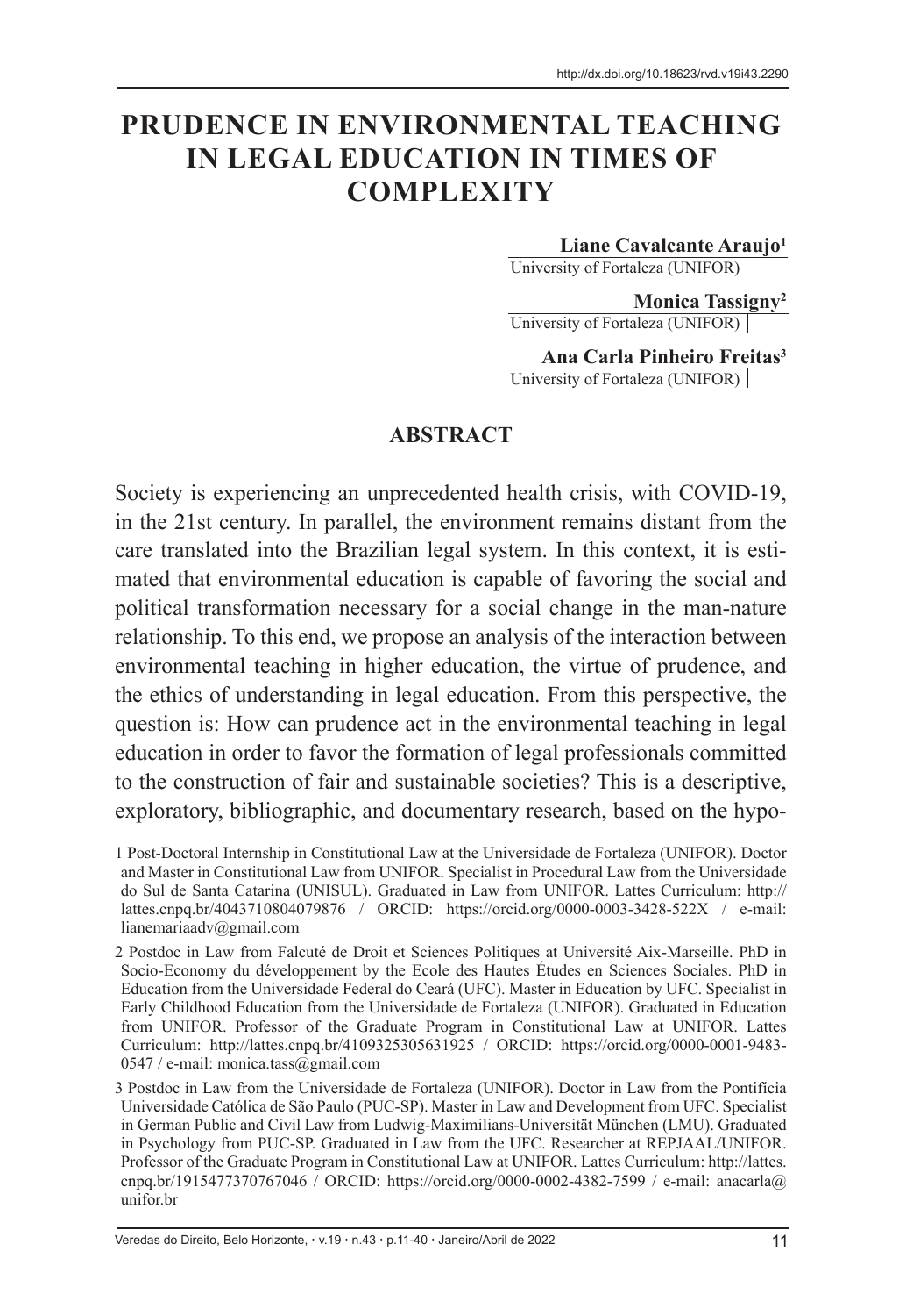# PRUDENCE IN ENVIRONMENTAL TEACHING IN LEGAL EDUCATION IN TIMES OF COMPLEXITY

**Liane Cavalcante Araujo**[1]
University of Fortaleza (UNIFOR)

**Monica Tassigny**[2]
University of Fortaleza (UNIFOR)

**Ana Carla Pinheiro Freitas**[3]
University of Fortaleza (UNIFOR)

## ABSTRACT

Society is experiencing an unprecedented health crisis, with COVID-19, in the 21st century. In parallel, the environment remains distant from the care translated into the Brazilian legal system. In this context, it is estimated that environmental education is capable of favoring the social and political transformation necessary for a social change in the man-nature relationship. To this end, we propose an analysis of the interaction between environmental teaching in higher education, the virtue of prudence, and the ethics of understanding in legal education. From this perspective, the question is: How can prudence act in the environmental teaching in legal education in order to favor the formation of legal professionals committed to the construction of fair and sustainable societies? This is a descriptive, exploratory, bibliographic, and documentary research, based on the hypo-

---

1 Post-Doctoral Internship in Constitutional Law at the Universidade de Fortaleza (UNIFOR). Doctor and Master in Constitutional Law from UNIFOR. Specialist in Procedural Law from the Universidade do Sul de Santa Catarina (UNISUL). Graduated in Law from UNIFOR. Lattes Curriculum: http://lattes.cnpq.br/4043710804079876 / ORCID: https://orcid.org/0000-0003-3428-522X / e-mail: lianemariaadv@gmail.com

2 Postdoc in Law from Falcuté de Droit et Sciences Politiques at Université Aix-Marseille. PhD in Socio-Economy du développement by the Ecole des Hautes Études en Sciences Sociales. PhD in Education from the Universidade Federal do Ceará (UFC). Master in Education by UFC. Specialist in Early Childhood Education from the Universidade de Fortaleza (UNIFOR). Graduated in Education from UNIFOR. Professor of the Graduate Program in Constitutional Law at UNIFOR. Lattes Curriculum: http://lattes.cnpq.br/4109325305631925 / ORCID: https://orcid.org/0000-0001-9483-0547 / e-mail: monica.tass@gmail.com

3 Postdoc in Law from the Universidade de Fortaleza (UNIFOR). Doctor in Law from the Pontifícia Universidade Católica de São Paulo (PUC-SP). Master in Law and Development from UFC. Specialist in German Public and Civil Law from Ludwig-Maximilians-Universität München (LMU). Graduated in Psychology from PUC-SP. Graduated in Law from the UFC. Researcher at REPJAAL/UNIFOR. Professor of the Graduate Program in Constitutional Law at UNIFOR. Lattes Curriculum: http://lattes.cnpq.br/1915477370767046 / ORCID: https://orcid.org/0000-0002-4382-7599 / e-mail: anacarla@unifor.br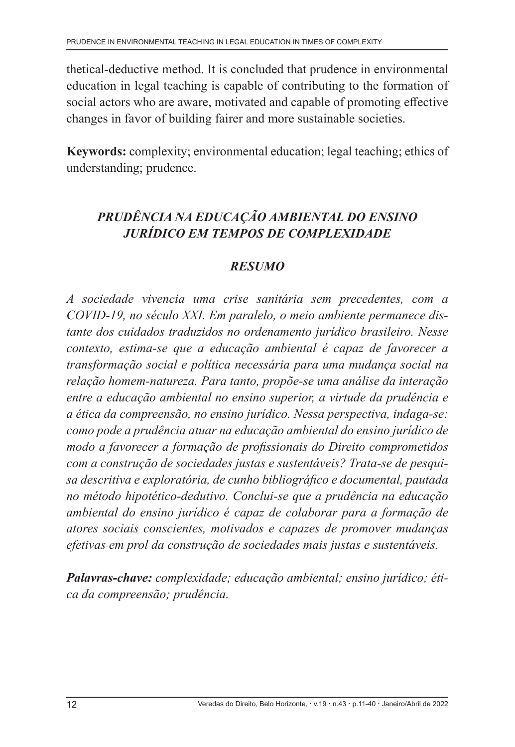thetical-deductive method. It is concluded that prudence in environmental education in legal teaching is capable of contributing to the formation of social actors who are aware, motivated and capable of promoting effective changes in favor of building fairer and more sustainable societies.

**Keywords:** complexity; environmental education; legal teaching; ethics of understanding; prudence.

## *PRUDÊNCIA NA EDUCAÇÃO AMBIENTAL DO ENSINO JURÍDICO EM TEMPOS DE COMPLEXIDADE*

### *RESUMO*

*A sociedade vivencia uma crise sanitária sem precedentes, com a COVID-19, no século XXI. Em paralelo, o meio ambiente permanece distante dos cuidados traduzidos no ordenamento jurídico brasileiro. Nesse contexto, estima-se que a educação ambiental é capaz de favorecer a transformação social e política necessária para uma mudança social na relação homem-natureza. Para tanto, propõe-se uma análise da interação entre a educação ambiental no ensino superior, a virtude da prudência e a ética da compreensão, no ensino jurídico. Nessa perspectiva, indaga-se: como pode a prudência atuar na educação ambiental do ensino jurídico de modo a favorecer a formação de profissionais do Direito comprometidos com a construção de sociedades justas e sustentáveis? Trata-se de pesquisa descritiva e exploratória, de cunho bibliográfico e documental, pautada no método hipotético-dedutivo. Conclui-se que a prudência na educação ambiental do ensino jurídico é capaz de colaborar para a formação de atores sociais conscientes, motivados e capazes de promover mudanças efetivas em prol da construção de sociedades mais justas e sustentáveis.*

***Palavras-chave:*** *complexidade; educação ambiental; ensino jurídico; ética da compreensão; prudência.*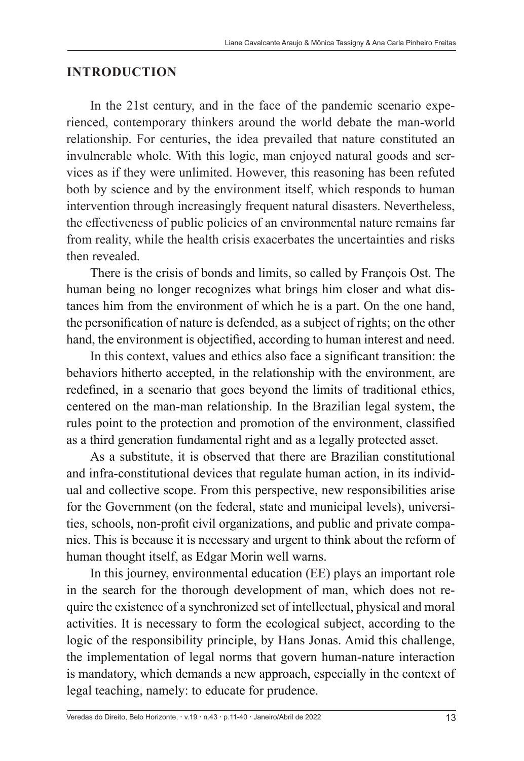## INTRODUCTION

In the 21st century, and in the face of the pandemic scenario experienced, contemporary thinkers around the world debate the man-world relationship. For centuries, the idea prevailed that nature constituted an invulnerable whole. With this logic, man enjoyed natural goods and services as if they were unlimited. However, this reasoning has been refuted both by science and by the environment itself, which responds to human intervention through increasingly frequent natural disasters. Nevertheless, the effectiveness of public policies of an environmental nature remains far from reality, while the health crisis exacerbates the uncertainties and risks then revealed.

There is the crisis of bonds and limits, so called by François Ost. The human being no longer recognizes what brings him closer and what distances him from the environment of which he is a part. On the one hand, the personification of nature is defended, as a subject of rights; on the other hand, the environment is objectified, according to human interest and need.

In this context, values and ethics also face a significant transition: the behaviors hitherto accepted, in the relationship with the environment, are redefined, in a scenario that goes beyond the limits of traditional ethics, centered on the man-man relationship. In the Brazilian legal system, the rules point to the protection and promotion of the environment, classified as a third generation fundamental right and as a legally protected asset.

As a substitute, it is observed that there are Brazilian constitutional and infra-constitutional devices that regulate human action, in its individual and collective scope. From this perspective, new responsibilities arise for the Government (on the federal, state and municipal levels), universities, schools, non-profit civil organizations, and public and private companies. This is because it is necessary and urgent to think about the reform of human thought itself, as Edgar Morin well warns.

In this journey, environmental education (EE) plays an important role in the search for the thorough development of man, which does not require the existence of a synchronized set of intellectual, physical and moral activities. It is necessary to form the ecological subject, according to the logic of the responsibility principle, by Hans Jonas. Amid this challenge, the implementation of legal norms that govern human-nature interaction is mandatory, which demands a new approach, especially in the context of legal teaching, namely: to educate for prudence.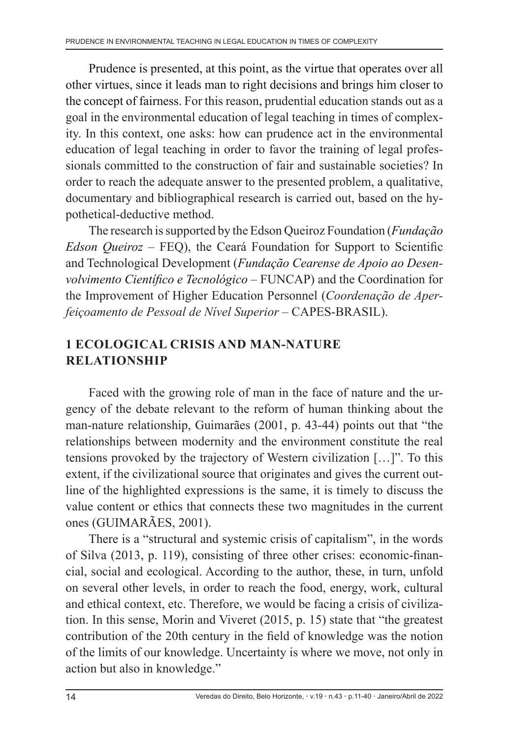Prudence is presented, at this point, as the virtue that operates over all other virtues, since it leads man to right decisions and brings him closer to the concept of fairness. For this reason, prudential education stands out as a goal in the environmental education of legal teaching in times of complexity. In this context, one asks: how can prudence act in the environmental education of legal teaching in order to favor the training of legal professionals committed to the construction of fair and sustainable societies? In order to reach the adequate answer to the presented problem, a qualitative, documentary and bibliographical research is carried out, based on the hypothetical-deductive method.

The research is supported by the Edson Queiroz Foundation (*Fundação Edson Queiroz* – FEQ), the Ceará Foundation for Support to Scientific and Technological Development (*Fundação Cearense de Apoio ao Desenvolvimento Científico e Tecnológico* – FUNCAP) and the Coordination for the Improvement of Higher Education Personnel (*Coordenação de Aperfeiçoamento de Pessoal de Nível Superior* – CAPES-BRASIL).

## 1 ECOLOGICAL CRISIS AND MAN-NATURE RELATIONSHIP

Faced with the growing role of man in the face of nature and the urgency of the debate relevant to the reform of human thinking about the man-nature relationship, Guimarães (2001, p. 43-44) points out that “the relationships between modernity and the environment constitute the real tensions provoked by the trajectory of Western civilization […]”. To this extent, if the civilizational source that originates and gives the current outline of the highlighted expressions is the same, it is timely to discuss the value content or ethics that connects these two magnitudes in the current ones (GUIMARÃES, 2001).

There is a “structural and systemic crisis of capitalism”, in the words of Silva (2013, p. 119), consisting of three other crises: economic-financial, social and ecological. According to the author, these, in turn, unfold on several other levels, in order to reach the food, energy, work, cultural and ethical context, etc. Therefore, we would be facing a crisis of civilization. In this sense, Morin and Viveret (2015, p. 15) state that “the greatest contribution of the 20th century in the field of knowledge was the notion of the limits of our knowledge. Uncertainty is where we move, not only in action but also in knowledge.”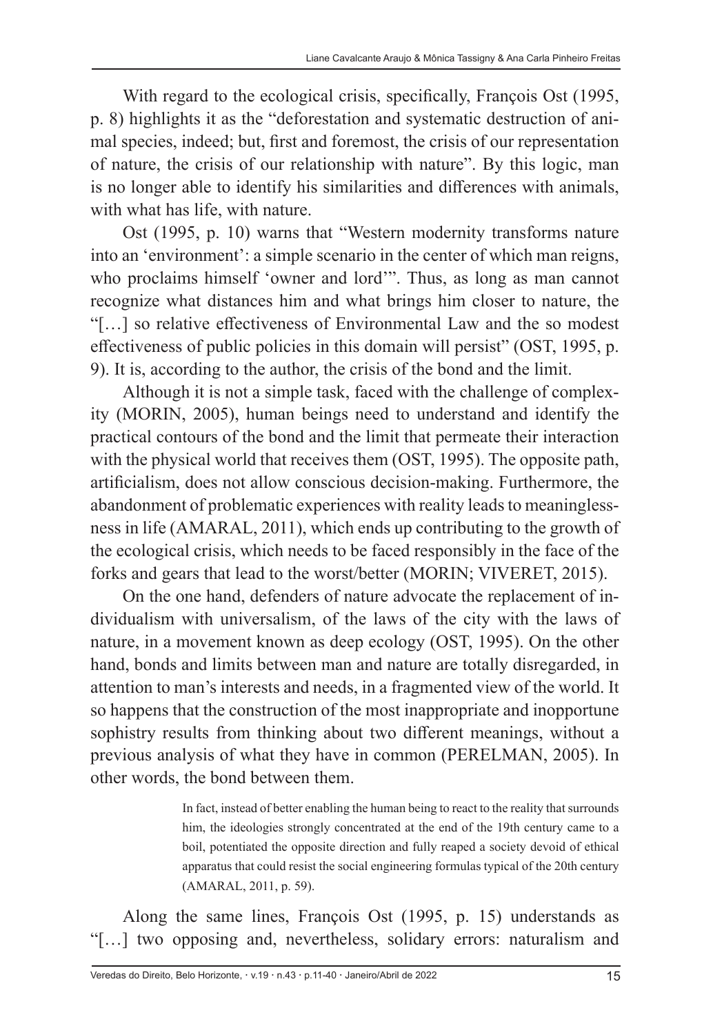With regard to the ecological crisis, specifically, François Ost (1995, p. 8) highlights it as the "deforestation and systematic destruction of animal species, indeed; but, first and foremost, the crisis of our representation of nature, the crisis of our relationship with nature". By this logic, man is no longer able to identify his similarities and differences with animals, with what has life, with nature.

Ost (1995, p. 10) warns that "Western modernity transforms nature into an 'environment': a simple scenario in the center of which man reigns, who proclaims himself 'owner and lord'". Thus, as long as man cannot recognize what distances him and what brings him closer to nature, the "[…] so relative effectiveness of Environmental Law and the so modest effectiveness of public policies in this domain will persist" (OST, 1995, p. 9). It is, according to the author, the crisis of the bond and the limit.

Although it is not a simple task, faced with the challenge of complexity (MORIN, 2005), human beings need to understand and identify the practical contours of the bond and the limit that permeate their interaction with the physical world that receives them (OST, 1995). The opposite path, artificialism, does not allow conscious decision-making. Furthermore, the abandonment of problematic experiences with reality leads to meaninglessness in life (AMARAL, 2011), which ends up contributing to the growth of the ecological crisis, which needs to be faced responsibly in the face of the forks and gears that lead to the worst/better (MORIN; VIVERET, 2015).

On the one hand, defenders of nature advocate the replacement of individualism with universalism, of the laws of the city with the laws of nature, in a movement known as deep ecology (OST, 1995). On the other hand, bonds and limits between man and nature are totally disregarded, in attention to man's interests and needs, in a fragmented view of the world. It so happens that the construction of the most inappropriate and inopportune sophistry results from thinking about two different meanings, without a previous analysis of what they have in common (PERELMAN, 2005). In other words, the bond between them.

> In fact, instead of better enabling the human being to react to the reality that surrounds him, the ideologies strongly concentrated at the end of the 19th century came to a boil, potentiated the opposite direction and fully reaped a society devoid of ethical apparatus that could resist the social engineering formulas typical of the 20th century (AMARAL, 2011, p. 59).

Along the same lines, François Ost (1995, p. 15) understands as "[…] two opposing and, nevertheless, solidary errors: naturalism and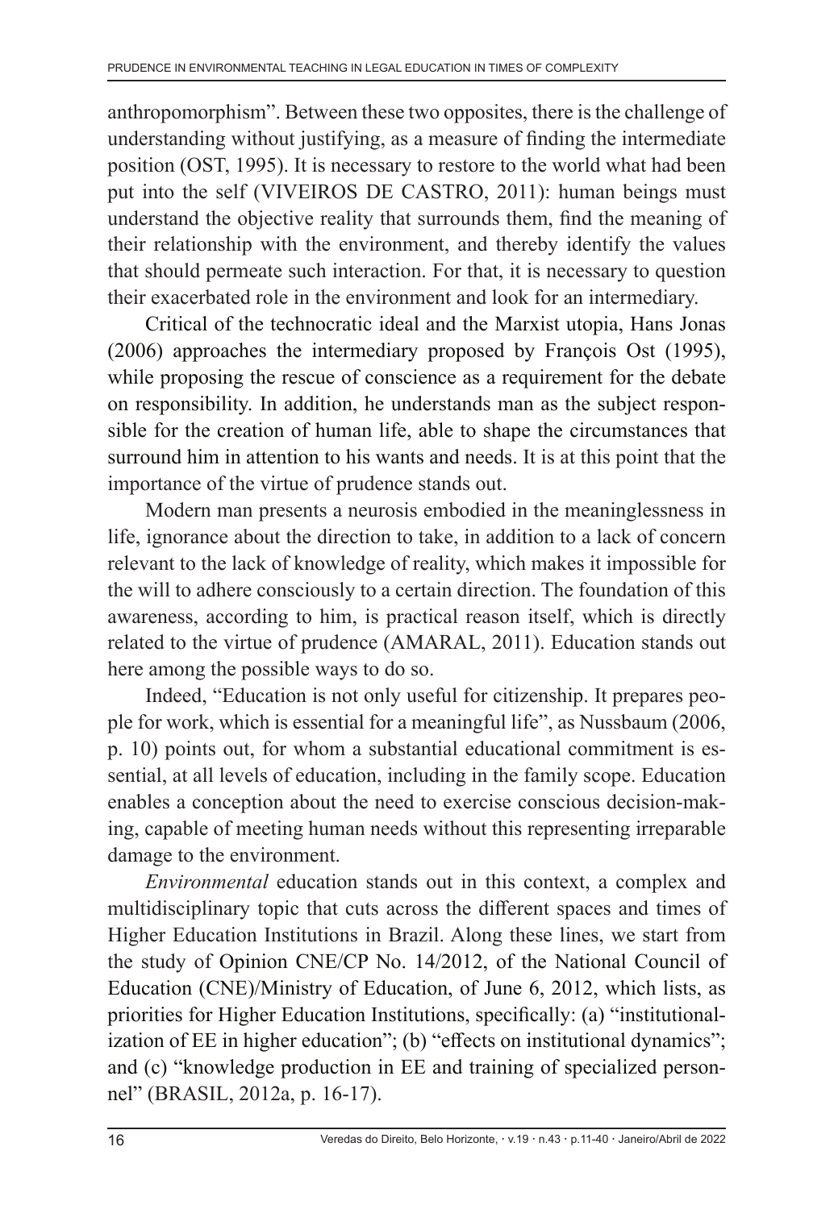anthropomorphism". Between these two opposites, there is the challenge of understanding without justifying, as a measure of finding the intermediate position (OST, 1995). It is necessary to restore to the world what had been put into the self (VIVEIROS DE CASTRO, 2011): human beings must understand the objective reality that surrounds them, find the meaning of their relationship with the environment, and thereby identify the values that should permeate such interaction. For that, it is necessary to question their exacerbated role in the environment and look for an intermediary.

Critical of the technocratic ideal and the Marxist utopia, Hans Jonas (2006) approaches the intermediary proposed by François Ost (1995), while proposing the rescue of conscience as a requirement for the debate on responsibility. In addition, he understands man as the subject responsible for the creation of human life, able to shape the circumstances that surround him in attention to his wants and needs. It is at this point that the importance of the virtue of prudence stands out.

Modern man presents a neurosis embodied in the meaninglessness in life, ignorance about the direction to take, in addition to a lack of concern relevant to the lack of knowledge of reality, which makes it impossible for the will to adhere consciously to a certain direction. The foundation of this awareness, according to him, is practical reason itself, which is directly related to the virtue of prudence (AMARAL, 2011). Education stands out here among the possible ways to do so.

Indeed, "Education is not only useful for citizenship. It prepares people for work, which is essential for a meaningful life", as Nussbaum (2006, p. 10) points out, for whom a substantial educational commitment is essential, at all levels of education, including in the family scope. Education enables a conception about the need to exercise conscious decision-making, capable of meeting human needs without this representing irreparable damage to the environment.

*Environmental* education stands out in this context, a complex and multidisciplinary topic that cuts across the different spaces and times of Higher Education Institutions in Brazil. Along these lines, we start from the study of Opinion CNE/CP No. 14/2012, of the National Council of Education (CNE)/Ministry of Education, of June 6, 2012, which lists, as priorities for Higher Education Institutions, specifically: (a) "institutionalization of EE in higher education"; (b) "effects on institutional dynamics"; and (c) "knowledge production in EE and training of specialized personnel" (BRASIL, 2012a, p. 16-17).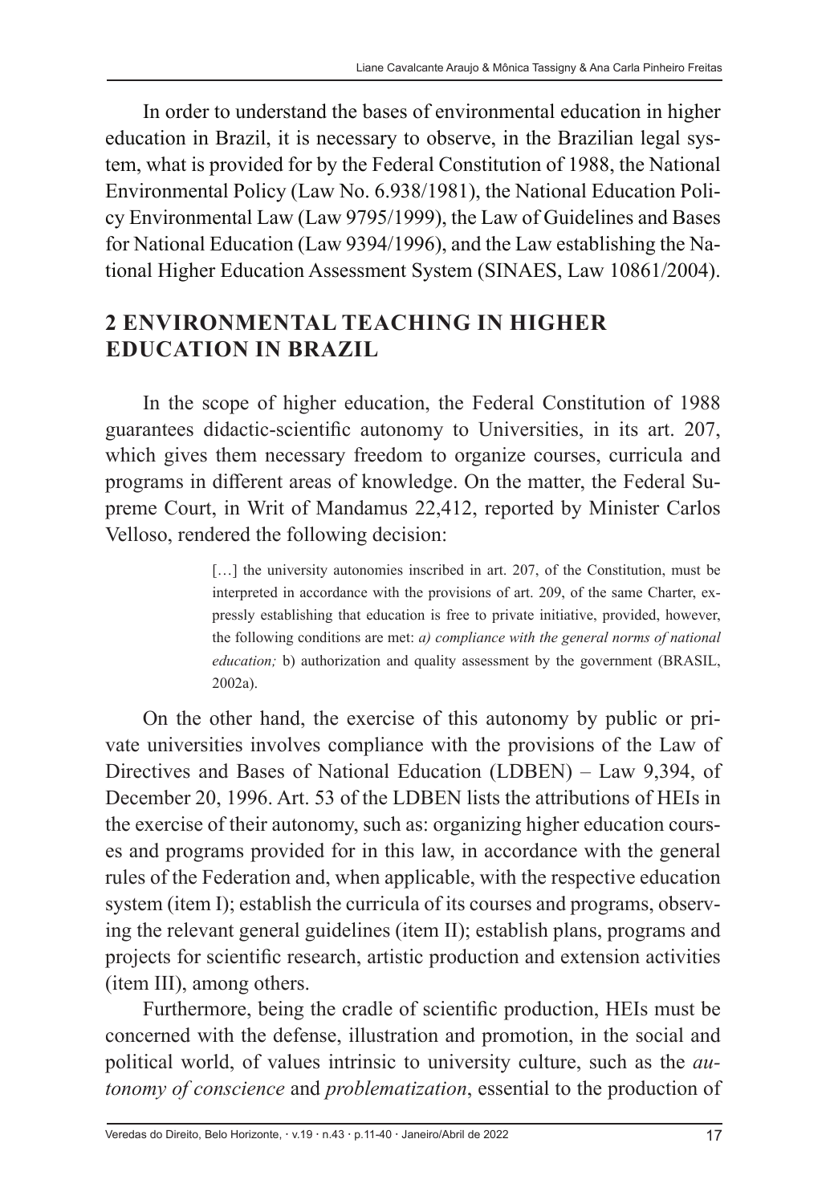In order to understand the bases of environmental education in higher education in Brazil, it is necessary to observe, in the Brazilian legal system, what is provided for by the Federal Constitution of 1988, the National Environmental Policy (Law No. 6.938/1981), the National Education Policy Environmental Law (Law 9795/1999), the Law of Guidelines and Bases for National Education (Law 9394/1996), and the Law establishing the National Higher Education Assessment System (SINAES, Law 10861/2004).

## 2 ENVIRONMENTAL TEACHING IN HIGHER EDUCATION IN BRAZIL

In the scope of higher education, the Federal Constitution of 1988 guarantees didactic-scientific autonomy to Universities, in its art. 207, which gives them necessary freedom to organize courses, curricula and programs in different areas of knowledge. On the matter, the Federal Supreme Court, in Writ of Mandamus 22,412, reported by Minister Carlos Velloso, rendered the following decision:

> […] the university autonomies inscribed in art. 207, of the Constitution, must be interpreted in accordance with the provisions of art. 209, of the same Charter, expressly establishing that education is free to private initiative, provided, however, the following conditions are met: *a) compliance with the general norms of national education;* b) authorization and quality assessment by the government (BRASIL, 2002a).

On the other hand, the exercise of this autonomy by public or private universities involves compliance with the provisions of the Law of Directives and Bases of National Education (LDBEN) – Law 9,394, of December 20, 1996. Art. 53 of the LDBEN lists the attributions of HEIs in the exercise of their autonomy, such as: organizing higher education courses and programs provided for in this law, in accordance with the general rules of the Federation and, when applicable, with the respective education system (item I); establish the curricula of its courses and programs, observing the relevant general guidelines (item II); establish plans, programs and projects for scientific research, artistic production and extension activities (item III), among others.

Furthermore, being the cradle of scientific production, HEIs must be concerned with the defense, illustration and promotion, in the social and political world, of values intrinsic to university culture, such as the *autonomy of conscience* and *problematization*, essential to the production of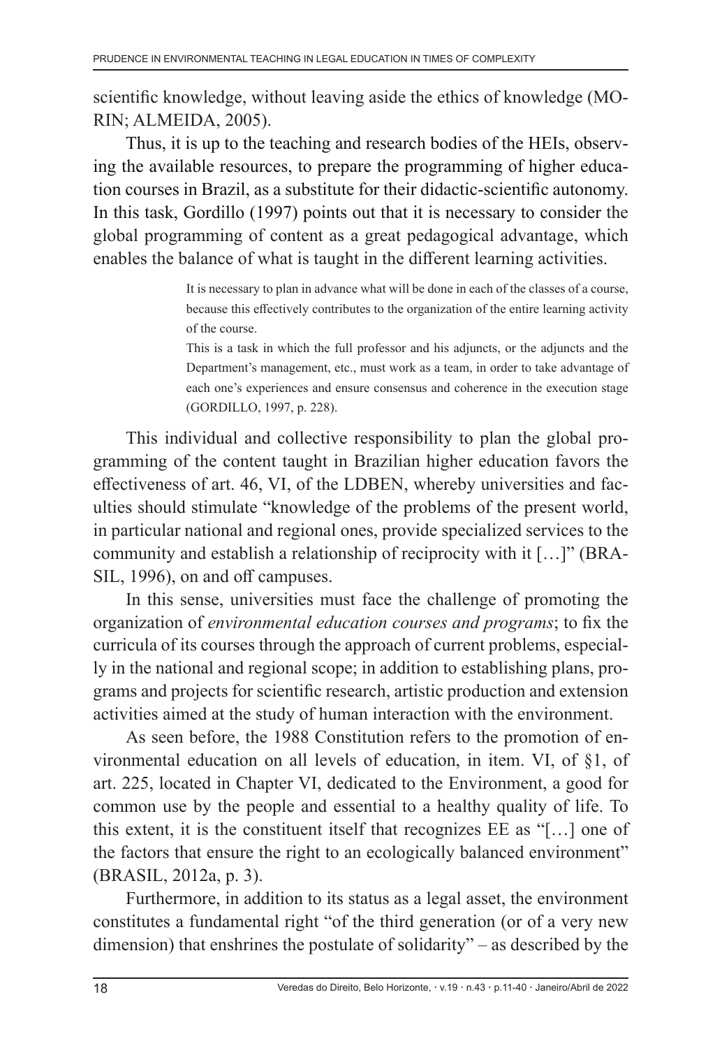scientific knowledge, without leaving aside the ethics of knowledge (MORIN; ALMEIDA, 2005).

Thus, it is up to the teaching and research bodies of the HEIs, observing the available resources, to prepare the programming of higher education courses in Brazil, as a substitute for their didactic-scientific autonomy. In this task, Gordillo (1997) points out that it is necessary to consider the global programming of content as a great pedagogical advantage, which enables the balance of what is taught in the different learning activities.

> It is necessary to plan in advance what will be done in each of the classes of a course, because this effectively contributes to the organization of the entire learning activity of the course.
>
> This is a task in which the full professor and his adjuncts, or the adjuncts and the Department's management, etc., must work as a team, in order to take advantage of each one's experiences and ensure consensus and coherence in the execution stage (GORDILLO, 1997, p. 228).

This individual and collective responsibility to plan the global programming of the content taught in Brazilian higher education favors the effectiveness of art. 46, VI, of the LDBEN, whereby universities and faculties should stimulate "knowledge of the problems of the present world, in particular national and regional ones, provide specialized services to the community and establish a relationship of reciprocity with it […]" (BRASIL, 1996), on and off campuses.

In this sense, universities must face the challenge of promoting the organization of *environmental education courses and programs*; to fix the curricula of its courses through the approach of current problems, especially in the national and regional scope; in addition to establishing plans, programs and projects for scientific research, artistic production and extension activities aimed at the study of human interaction with the environment.

As seen before, the 1988 Constitution refers to the promotion of environmental education on all levels of education, in item. VI, of §1, of art. 225, located in Chapter VI, dedicated to the Environment, a good for common use by the people and essential to a healthy quality of life. To this extent, it is the constituent itself that recognizes EE as "[…] one of the factors that ensure the right to an ecologically balanced environment" (BRASIL, 2012a, p. 3).

Furthermore, in addition to its status as a legal asset, the environment constitutes a fundamental right "of the third generation (or of a very new dimension) that enshrines the postulate of solidarity" – as described by the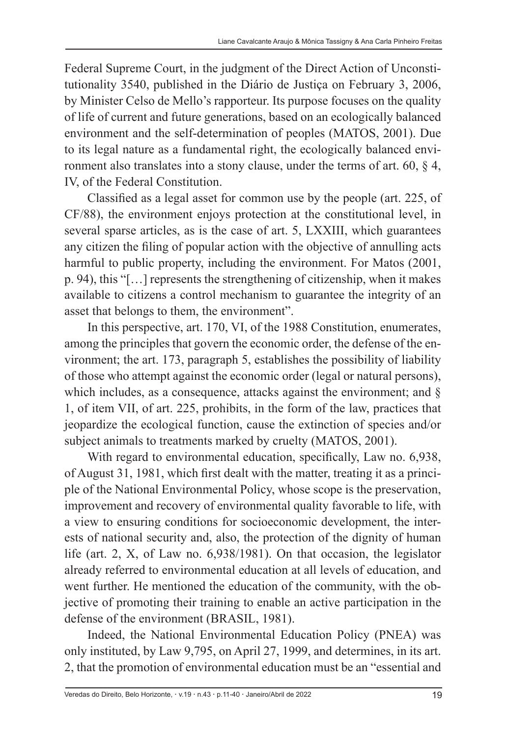Federal Supreme Court, in the judgment of the Direct Action of Unconstitutionality 3540, published in the Diário de Justiça on February 3, 2006, by Minister Celso de Mello's rapporteur. Its purpose focuses on the quality of life of current and future generations, based on an ecologically balanced environment and the self-determination of peoples (MATOS, 2001). Due to its legal nature as a fundamental right, the ecologically balanced environment also translates into a stony clause, under the terms of art. 60, § 4, IV, of the Federal Constitution.

Classified as a legal asset for common use by the people (art. 225, of CF/88), the environment enjoys protection at the constitutional level, in several sparse articles, as is the case of art. 5, LXXIII, which guarantees any citizen the filing of popular action with the objective of annulling acts harmful to public property, including the environment. For Matos (2001, p. 94), this "[…] represents the strengthening of citizenship, when it makes available to citizens a control mechanism to guarantee the integrity of an asset that belongs to them, the environment".

In this perspective, art. 170, VI, of the 1988 Constitution, enumerates, among the principles that govern the economic order, the defense of the environment; the art. 173, paragraph 5, establishes the possibility of liability of those who attempt against the economic order (legal or natural persons), which includes, as a consequence, attacks against the environment; and § 1, of item VII, of art. 225, prohibits, in the form of the law, practices that jeopardize the ecological function, cause the extinction of species and/or subject animals to treatments marked by cruelty (MATOS, 2001).

With regard to environmental education, specifically, Law no. 6,938, of August 31, 1981, which first dealt with the matter, treating it as a principle of the National Environmental Policy, whose scope is the preservation, improvement and recovery of environmental quality favorable to life, with a view to ensuring conditions for socioeconomic development, the interests of national security and, also, the protection of the dignity of human life (art. 2, X, of Law no. 6,938/1981). On that occasion, the legislator already referred to environmental education at all levels of education, and went further. He mentioned the education of the community, with the objective of promoting their training to enable an active participation in the defense of the environment (BRASIL, 1981).

Indeed, the National Environmental Education Policy (PNEA) was only instituted, by Law 9,795, on April 27, 1999, and determines, in its art. 2, that the promotion of environmental education must be an "essential and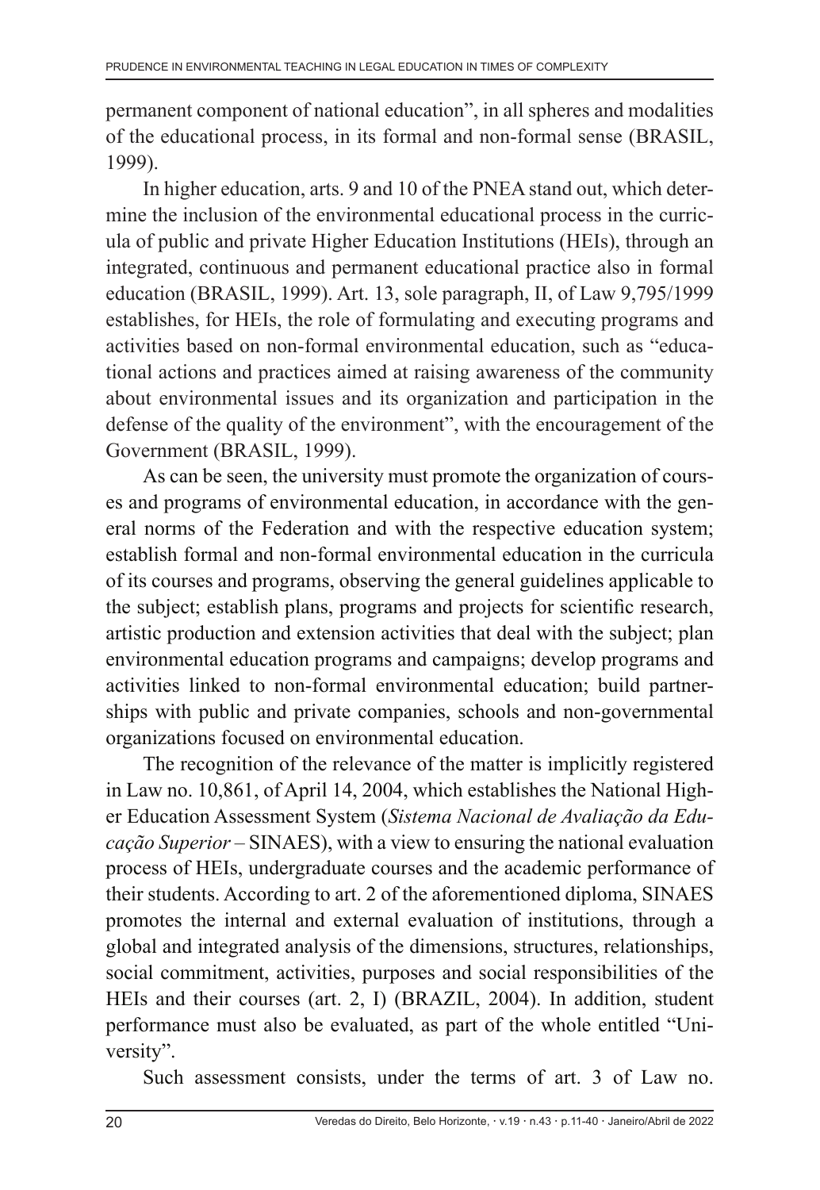permanent component of national education", in all spheres and modalities of the educational process, in its formal and non-formal sense (BRASIL, 1999).

In higher education, arts. 9 and 10 of the PNEA stand out, which determine the inclusion of the environmental educational process in the curricula of public and private Higher Education Institutions (HEIs), through an integrated, continuous and permanent educational practice also in formal education (BRASIL, 1999). Art. 13, sole paragraph, II, of Law 9,795/1999 establishes, for HEIs, the role of formulating and executing programs and activities based on non-formal environmental education, such as "educational actions and practices aimed at raising awareness of the community about environmental issues and its organization and participation in the defense of the quality of the environment", with the encouragement of the Government (BRASIL, 1999).

As can be seen, the university must promote the organization of courses and programs of environmental education, in accordance with the general norms of the Federation and with the respective education system; establish formal and non-formal environmental education in the curricula of its courses and programs, observing the general guidelines applicable to the subject; establish plans, programs and projects for scientific research, artistic production and extension activities that deal with the subject; plan environmental education programs and campaigns; develop programs and activities linked to non-formal environmental education; build partnerships with public and private companies, schools and non-governmental organizations focused on environmental education.

The recognition of the relevance of the matter is implicitly registered in Law no. 10,861, of April 14, 2004, which establishes the National Higher Education Assessment System (*Sistema Nacional de Avaliação da Educação Superior* – SINAES), with a view to ensuring the national evaluation process of HEIs, undergraduate courses and the academic performance of their students. According to art. 2 of the aforementioned diploma, SINAES promotes the internal and external evaluation of institutions, through a global and integrated analysis of the dimensions, structures, relationships, social commitment, activities, purposes and social responsibilities of the HEIs and their courses (art. 2, I) (BRAZIL, 2004). In addition, student performance must also be evaluated, as part of the whole entitled "University".

Such assessment consists, under the terms of art. 3 of Law no.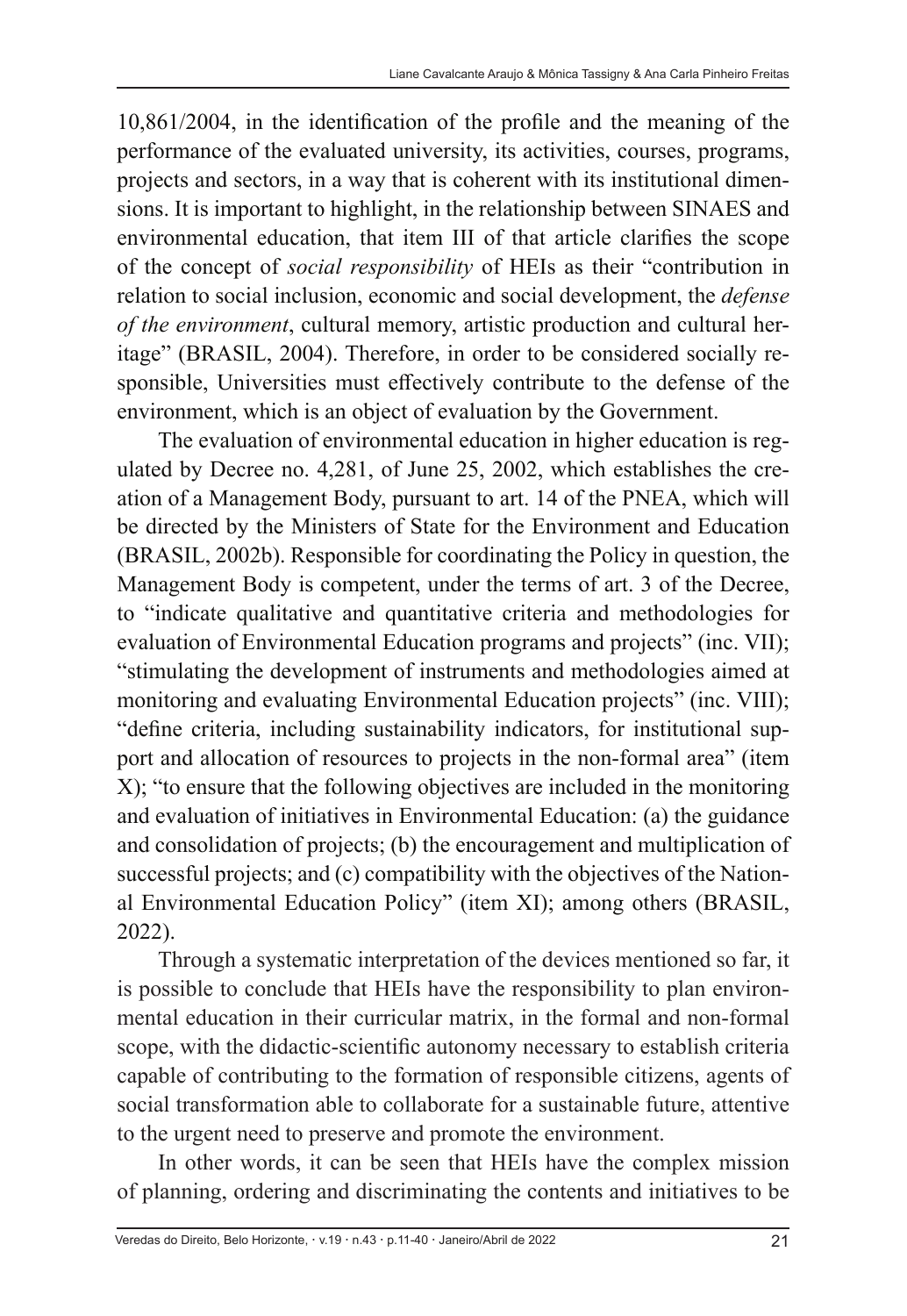10,861/2004, in the identification of the profile and the meaning of the performance of the evaluated university, its activities, courses, programs, projects and sectors, in a way that is coherent with its institutional dimensions. It is important to highlight, in the relationship between SINAES and environmental education, that item III of that article clarifies the scope of the concept of *social responsibility* of HEIs as their "contribution in relation to social inclusion, economic and social development, the *defense of the environment*, cultural memory, artistic production and cultural heritage" (BRASIL, 2004). Therefore, in order to be considered socially responsible, Universities must effectively contribute to the defense of the environment, which is an object of evaluation by the Government.

The evaluation of environmental education in higher education is regulated by Decree no. 4,281, of June 25, 2002, which establishes the creation of a Management Body, pursuant to art. 14 of the PNEA, which will be directed by the Ministers of State for the Environment and Education (BRASIL, 2002b). Responsible for coordinating the Policy in question, the Management Body is competent, under the terms of art. 3 of the Decree, to "indicate qualitative and quantitative criteria and methodologies for evaluation of Environmental Education programs and projects" (inc. VII); "stimulating the development of instruments and methodologies aimed at monitoring and evaluating Environmental Education projects" (inc. VIII); "define criteria, including sustainability indicators, for institutional support and allocation of resources to projects in the non-formal area" (item X); "to ensure that the following objectives are included in the monitoring and evaluation of initiatives in Environmental Education: (a) the guidance and consolidation of projects; (b) the encouragement and multiplication of successful projects; and (c) compatibility with the objectives of the National Environmental Education Policy" (item XI); among others (BRASIL, 2022).

Through a systematic interpretation of the devices mentioned so far, it is possible to conclude that HEIs have the responsibility to plan environmental education in their curricular matrix, in the formal and non-formal scope, with the didactic-scientific autonomy necessary to establish criteria capable of contributing to the formation of responsible citizens, agents of social transformation able to collaborate for a sustainable future, attentive to the urgent need to preserve and promote the environment.

In other words, it can be seen that HEIs have the complex mission of planning, ordering and discriminating the contents and initiatives to be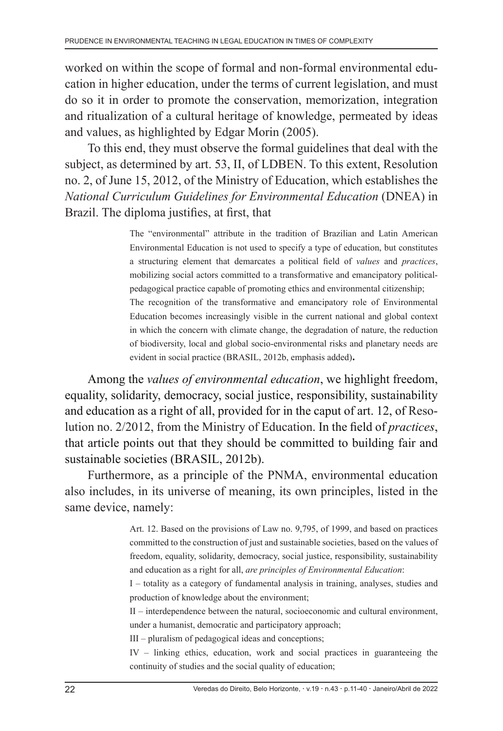worked on within the scope of formal and non-formal environmental education in higher education, under the terms of current legislation, and must do so it in order to promote the conservation, memorization, integration and ritualization of a cultural heritage of knowledge, permeated by ideas and values, as highlighted by Edgar Morin (2005).

To this end, they must observe the formal guidelines that deal with the subject, as determined by art. 53, II, of LDBEN. To this extent, Resolution no. 2, of June 15, 2012, of the Ministry of Education, which establishes the *National Curriculum Guidelines for Environmental Education* (DNEA) in Brazil. The diploma justifies, at first, that

> The "environmental" attribute in the tradition of Brazilian and Latin American Environmental Education is not used to specify a type of education, but constitutes a structuring element that demarcates a political field of *values* and *practices*, mobilizing social actors committed to a transformative and emancipatory political-pedagogical practice capable of promoting ethics and environmental citizenship;
> The recognition of the transformative and emancipatory role of Environmental Education becomes increasingly visible in the current national and global context in which the concern with climate change, the degradation of nature, the reduction of biodiversity, local and global socio-environmental risks and planetary needs are evident in social practice (BRASIL, 2012b, emphasis added)**.**

Among the *values of environmental education*, we highlight freedom, equality, solidarity, democracy, social justice, responsibility, sustainability and education as a right of all, provided for in the caput of art. 12, of Resolution no. 2/2012, from the Ministry of Education. In the field of *practices*, that article points out that they should be committed to building fair and sustainable societies (BRASIL, 2012b).

Furthermore, as a principle of the PNMA, environmental education also includes, in its universe of meaning, its own principles, listed in the same device, namely:

> Art. 12. Based on the provisions of Law no. 9,795, of 1999, and based on practices committed to the construction of just and sustainable societies, based on the values of freedom, equality, solidarity, democracy, social justice, responsibility, sustainability and education as a right for all, *are principles of Environmental Education*:
> I – totality as a category of fundamental analysis in training, analyses, studies and production of knowledge about the environment;
> II – interdependence between the natural, socioeconomic and cultural environment, under a humanist, democratic and participatory approach;
> III – pluralism of pedagogical ideas and conceptions;
> IV – linking ethics, education, work and social practices in guaranteeing the continuity of studies and the social quality of education;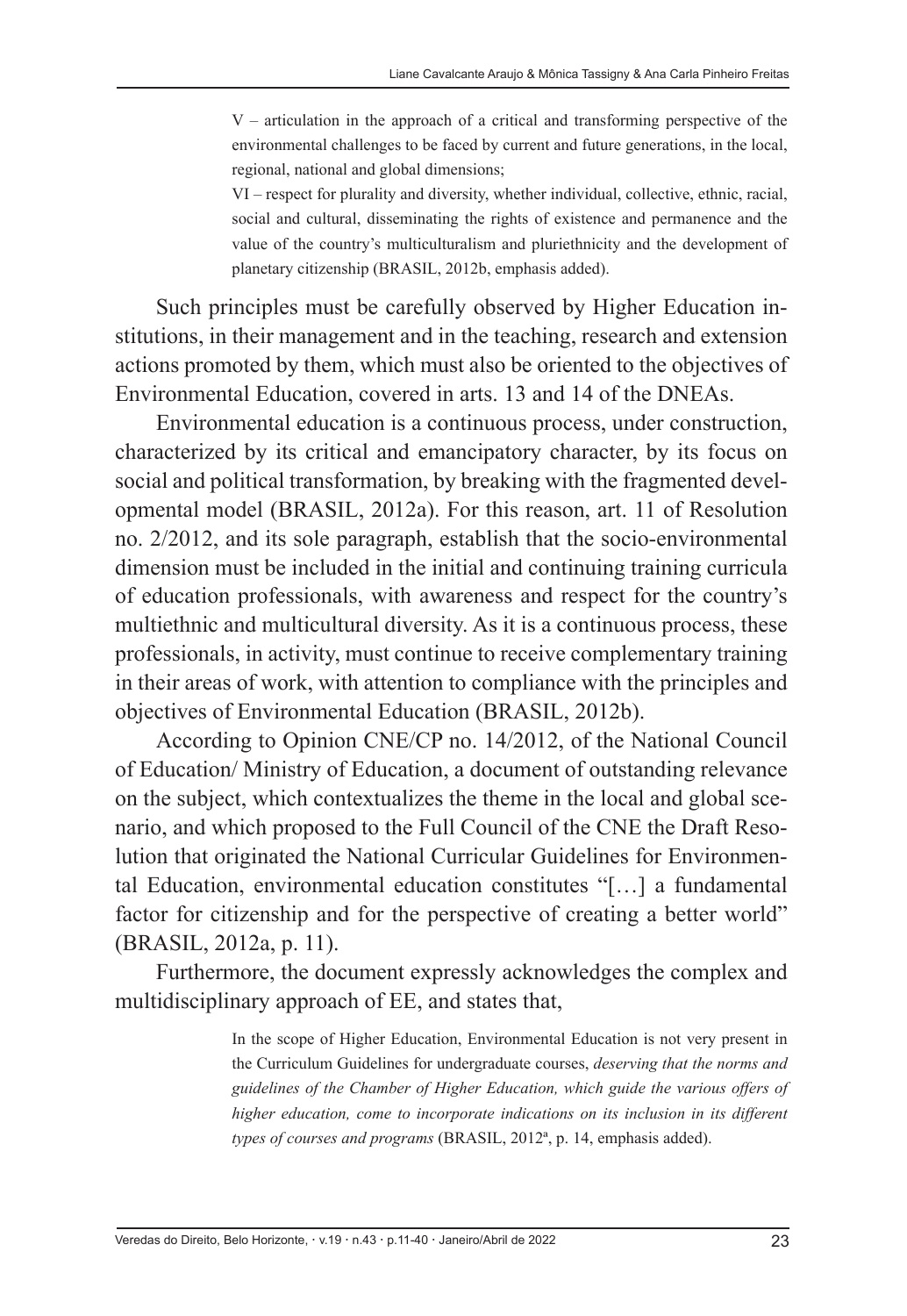> V – articulation in the approach of a critical and transforming perspective of the environmental challenges to be faced by current and future generations, in the local, regional, national and global dimensions;
>
> VI – respect for plurality and diversity, whether individual, collective, ethnic, racial, social and cultural, disseminating the rights of existence and permanence and the value of the country's multiculturalism and pluriethnicity and the development of planetary citizenship (BRASIL, 2012b, emphasis added).

Such principles must be carefully observed by Higher Education institutions, in their management and in the teaching, research and extension actions promoted by them, which must also be oriented to the objectives of Environmental Education, covered in arts. 13 and 14 of the DNEAs.

Environmental education is a continuous process, under construction, characterized by its critical and emancipatory character, by its focus on social and political transformation, by breaking with the fragmented developmental model (BRASIL, 2012a). For this reason, art. 11 of Resolution no. 2/2012, and its sole paragraph, establish that the socio-environmental dimension must be included in the initial and continuing training curricula of education professionals, with awareness and respect for the country's multiethnic and multicultural diversity. As it is a continuous process, these professionals, in activity, must continue to receive complementary training in their areas of work, with attention to compliance with the principles and objectives of Environmental Education (BRASIL, 2012b).

According to Opinion CNE/CP no. 14/2012, of the National Council of Education/ Ministry of Education, a document of outstanding relevance on the subject, which contextualizes the theme in the local and global scenario, and which proposed to the Full Council of the CNE the Draft Resolution that originated the National Curricular Guidelines for Environmental Education, environmental education constitutes "[…] a fundamental factor for citizenship and for the perspective of creating a better world" (BRASIL, 2012a, p. 11).

Furthermore, the document expressly acknowledges the complex and multidisciplinary approach of EE, and states that,

> In the scope of Higher Education, Environmental Education is not very present in the Curriculum Guidelines for undergraduate courses, *deserving that the norms and guidelines of the Chamber of Higher Education, which guide the various offers of higher education, come to incorporate indications on its inclusion in its different types of courses and programs* (BRASIL, 2012ª, p. 14, emphasis added).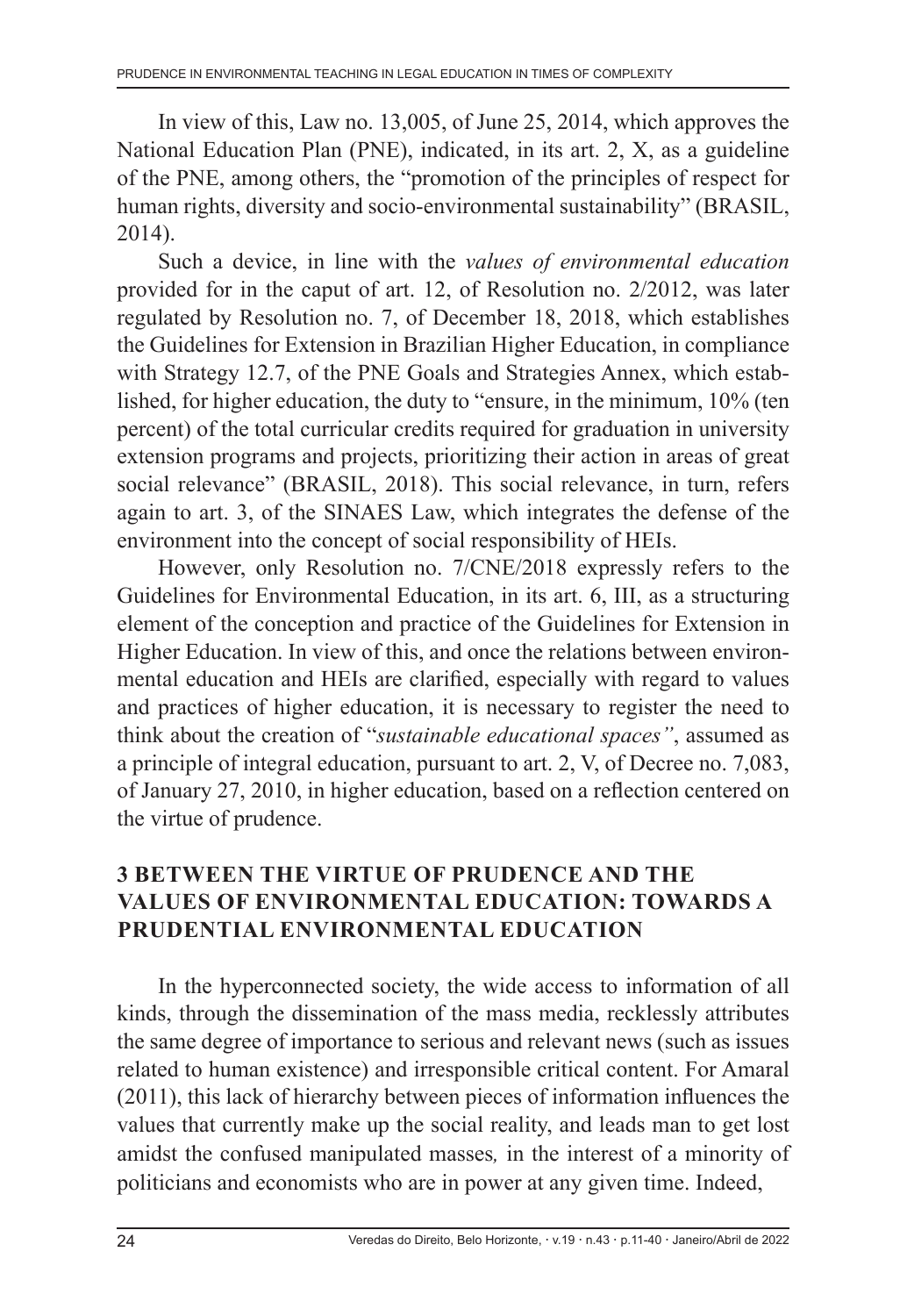In view of this, Law no. 13,005, of June 25, 2014, which approves the National Education Plan (PNE), indicated, in its art. 2, X, as a guideline of the PNE, among others, the "promotion of the principles of respect for human rights, diversity and socio-environmental sustainability" (BRASIL, 2014).

Such a device, in line with the *values of environmental education* provided for in the caput of art. 12, of Resolution no. 2/2012, was later regulated by Resolution no. 7, of December 18, 2018, which establishes the Guidelines for Extension in Brazilian Higher Education, in compliance with Strategy 12.7, of the PNE Goals and Strategies Annex, which established, for higher education, the duty to "ensure, in the minimum, 10% (ten percent) of the total curricular credits required for graduation in university extension programs and projects, prioritizing their action in areas of great social relevance" (BRASIL, 2018). This social relevance, in turn, refers again to art. 3, of the SINAES Law, which integrates the defense of the environment into the concept of social responsibility of HEIs.

However, only Resolution no. 7/CNE/2018 expressly refers to the Guidelines for Environmental Education, in its art. 6, III, as a structuring element of the conception and practice of the Guidelines for Extension in Higher Education. In view of this, and once the relations between environmental education and HEIs are clarified, especially with regard to values and practices of higher education, it is necessary to register the need to think about the creation of "*sustainable educational spaces"*, assumed as a principle of integral education, pursuant to art. 2, V, of Decree no. 7,083, of January 27, 2010, in higher education, based on a reflection centered on the virtue of prudence.

## 3 BETWEEN THE VIRTUE OF PRUDENCE AND THE VALUES OF ENVIRONMENTAL EDUCATION: TOWARDS A PRUDENTIAL ENVIRONMENTAL EDUCATION

In the hyperconnected society, the wide access to information of all kinds, through the dissemination of the mass media, recklessly attributes the same degree of importance to serious and relevant news (such as issues related to human existence) and irresponsible critical content. For Amaral (2011), this lack of hierarchy between pieces of information influences the values that currently make up the social reality, and leads man to get lost amidst the confused manipulated masses*,* in the interest of a minority of politicians and economists who are in power at any given time. Indeed,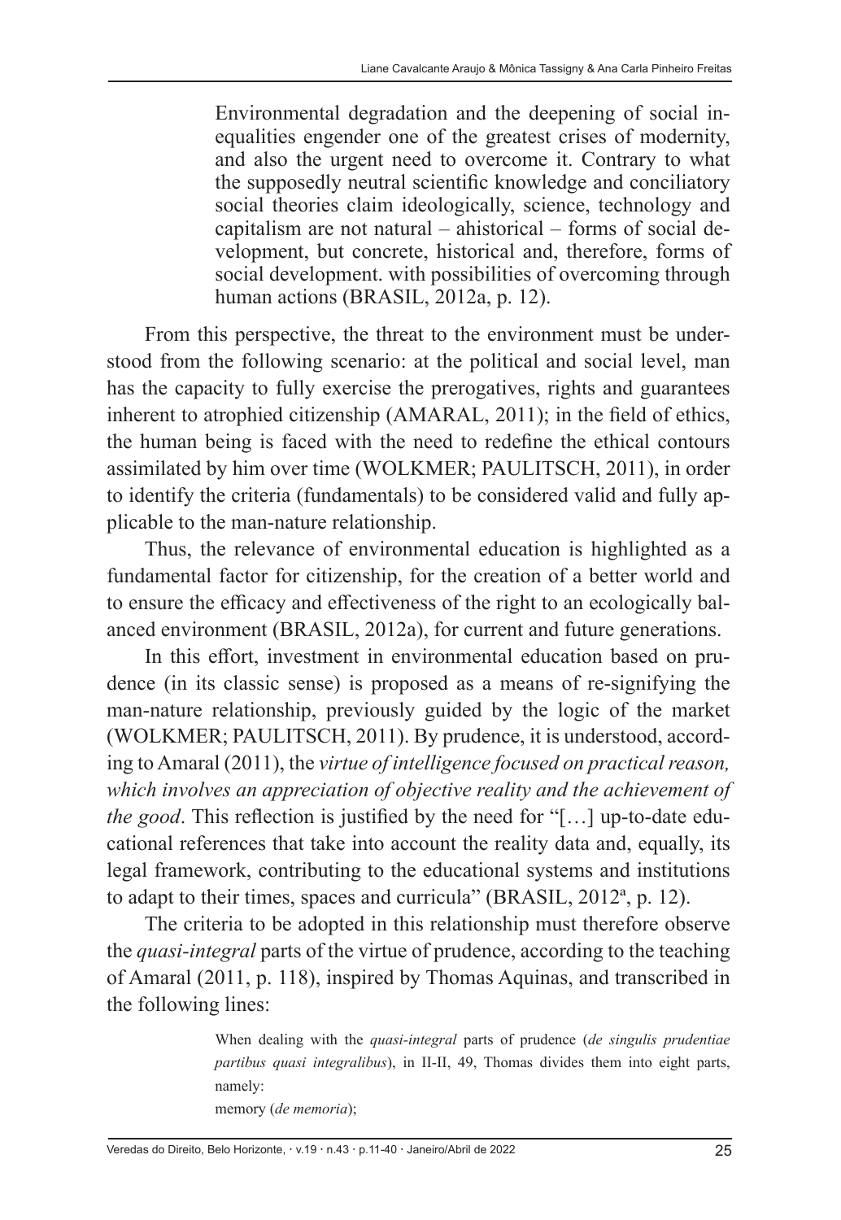> Environmental degradation and the deepening of social inequalities engender one of the greatest crises of modernity, and also the urgent need to overcome it. Contrary to what the supposedly neutral scientific knowledge and conciliatory social theories claim ideologically, science, technology and capitalism are not natural – ahistorical – forms of social development, but concrete, historical and, therefore, forms of social development. with possibilities of overcoming through human actions (BRASIL, 2012a, p. 12).

From this perspective, the threat to the environment must be understood from the following scenario: at the political and social level, man has the capacity to fully exercise the prerogatives, rights and guarantees inherent to atrophied citizenship (AMARAL, 2011); in the field of ethics, the human being is faced with the need to redefine the ethical contours assimilated by him over time (WOLKMER; PAULITSCH, 2011), in order to identify the criteria (fundamentals) to be considered valid and fully applicable to the man-nature relationship.

Thus, the relevance of environmental education is highlighted as a fundamental factor for citizenship, for the creation of a better world and to ensure the efficacy and effectiveness of the right to an ecologically balanced environment (BRASIL, 2012a), for current and future generations.

In this effort, investment in environmental education based on prudence (in its classic sense) is proposed as a means of re-signifying the man-nature relationship, previously guided by the logic of the market (WOLKMER; PAULITSCH, 2011). By prudence, it is understood, according to Amaral (2011), the *virtue of intelligence focused on practical reason, which involves an appreciation of objective reality and the achievement of the good*. This reflection is justified by the need for "[…] up-to-date educational references that take into account the reality data and, equally, its legal framework, contributing to the educational systems and institutions to adapt to their times, spaces and curricula" (BRASIL, 2012ª, p. 12).

The criteria to be adopted in this relationship must therefore observe the *quasi-integral* parts of the virtue of prudence, according to the teaching of Amaral (2011, p. 118), inspired by Thomas Aquinas, and transcribed in the following lines:

> When dealing with the *quasi-integral* parts of prudence (*de singulis prudentiae partibus quasi integralibus*), in II-II, 49, Thomas divides them into eight parts, namely:
>
> memory (*de memoria*);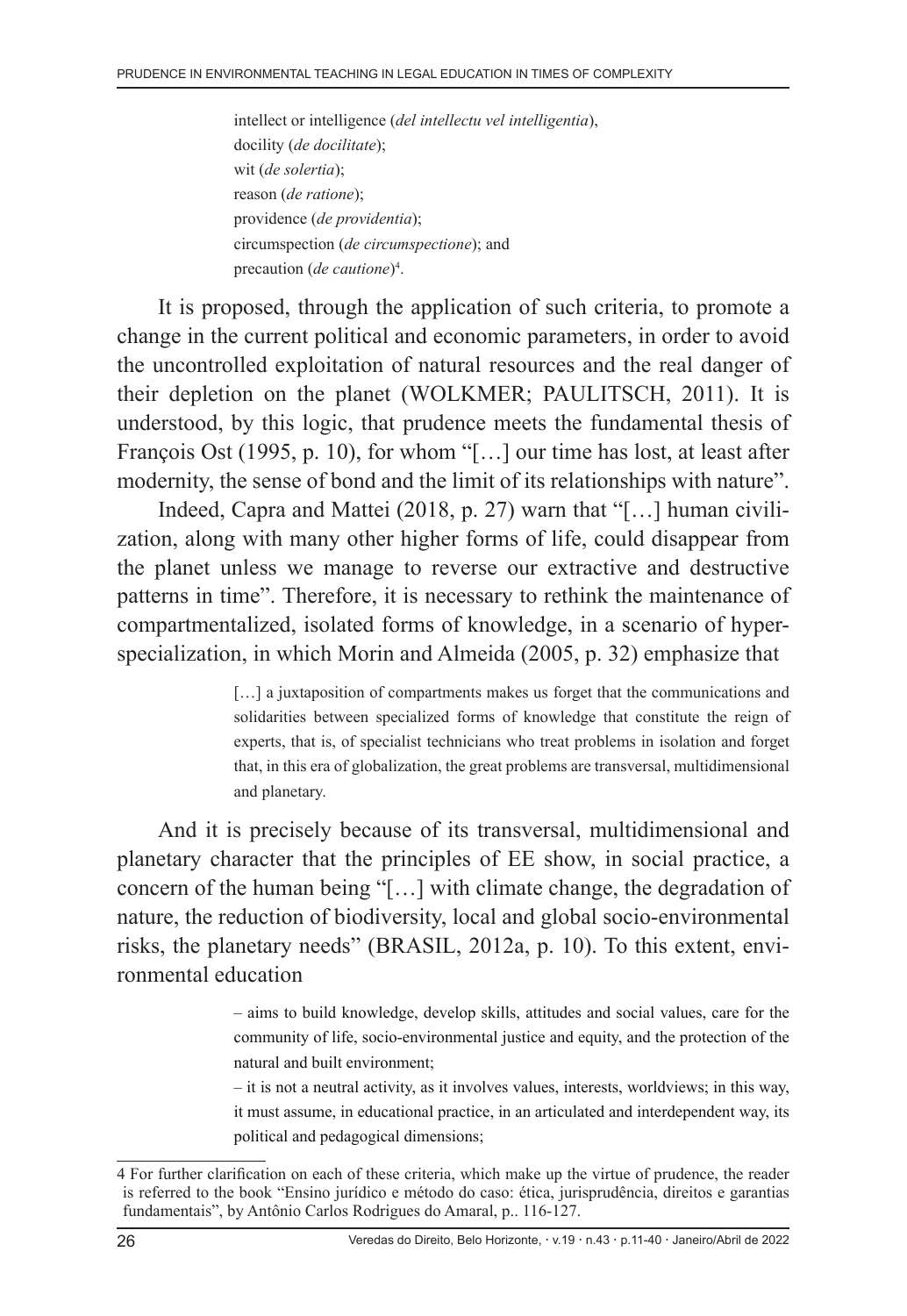intellect or intelligence (*del intellectu vel intelligentia*),
docility (*de docilitate*);
wit (*de solertia*);
reason (*de ratione*);
providence (*de providentia*);
circumspection (*de circumspectione*); and
precaution (*de cautione*)[4].

It is proposed, through the application of such criteria, to promote a change in the current political and economic parameters, in order to avoid the uncontrolled exploitation of natural resources and the real danger of their depletion on the planet (WOLKMER; PAULITSCH, 2011). It is understood, by this logic, that prudence meets the fundamental thesis of François Ost (1995, p. 10), for whom "[…] our time has lost, at least after modernity, the sense of bond and the limit of its relationships with nature".

Indeed, Capra and Mattei (2018, p. 27) warn that "[…] human civilization, along with many other higher forms of life, could disappear from the planet unless we manage to reverse our extractive and destructive patterns in time". Therefore, it is necessary to rethink the maintenance of compartmentalized, isolated forms of knowledge, in a scenario of hyper-specialization, in which Morin and Almeida (2005, p. 32) emphasize that

> […] a juxtaposition of compartments makes us forget that the communications and solidarities between specialized forms of knowledge that constitute the reign of experts, that is, of specialist technicians who treat problems in isolation and forget that, in this era of globalization, the great problems are transversal, multidimensional and planetary.

And it is precisely because of its transversal, multidimensional and planetary character that the principles of EE show, in social practice, a concern of the human being "[…] with climate change, the degradation of nature, the reduction of biodiversity, local and global socio-environmental risks, the planetary needs" (BRASIL, 2012a, p. 10). To this extent, environmental education

> – aims to build knowledge, develop skills, attitudes and social values, care for the community of life, socio-environmental justice and equity, and the protection of the natural and built environment;
>
> – it is not a neutral activity, as it involves values, interests, worldviews; in this way, it must assume, in educational practice, in an articulated and interdependent way, its political and pedagogical dimensions;

4 For further clarification on each of these criteria, which make up the virtue of prudence, the reader is referred to the book "Ensino jurídico e método do caso: ética, jurisprudência, direitos e garantias fundamentais", by Antônio Carlos Rodrigues do Amaral, p.. 116-127.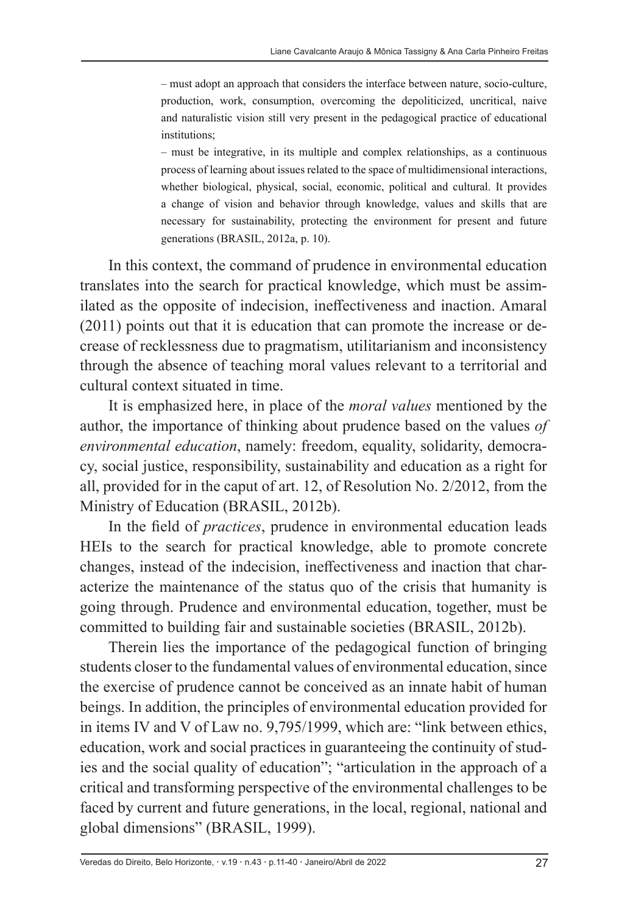> – must adopt an approach that considers the interface between nature, socio-culture, production, work, consumption, overcoming the depoliticized, uncritical, naive and naturalistic vision still very present in the pedagogical practice of educational institutions;
>
> – must be integrative, in its multiple and complex relationships, as a continuous process of learning about issues related to the space of multidimensional interactions, whether biological, physical, social, economic, political and cultural. It provides a change of vision and behavior through knowledge, values and skills that are necessary for sustainability, protecting the environment for present and future generations (BRASIL, 2012a, p. 10).

In this context, the command of prudence in environmental education translates into the search for practical knowledge, which must be assimilated as the opposite of indecision, ineffectiveness and inaction. Amaral (2011) points out that it is education that can promote the increase or decrease of recklessness due to pragmatism, utilitarianism and inconsistency through the absence of teaching moral values relevant to a territorial and cultural context situated in time.

It is emphasized here, in place of the *moral values* mentioned by the author, the importance of thinking about prudence based on the values *of environmental education*, namely: freedom, equality, solidarity, democracy, social justice, responsibility, sustainability and education as a right for all, provided for in the caput of art. 12, of Resolution No. 2/2012, from the Ministry of Education (BRASIL, 2012b).

In the field of *practices*, prudence in environmental education leads HEIs to the search for practical knowledge, able to promote concrete changes, instead of the indecision, ineffectiveness and inaction that characterize the maintenance of the status quo of the crisis that humanity is going through. Prudence and environmental education, together, must be committed to building fair and sustainable societies (BRASIL, 2012b).

Therein lies the importance of the pedagogical function of bringing students closer to the fundamental values of environmental education, since the exercise of prudence cannot be conceived as an innate habit of human beings. In addition, the principles of environmental education provided for in items IV and V of Law no. 9,795/1999, which are: "link between ethics, education, work and social practices in guaranteeing the continuity of studies and the social quality of education"; "articulation in the approach of a critical and transforming perspective of the environmental challenges to be faced by current and future generations, in the local, regional, national and global dimensions" (BRASIL, 1999).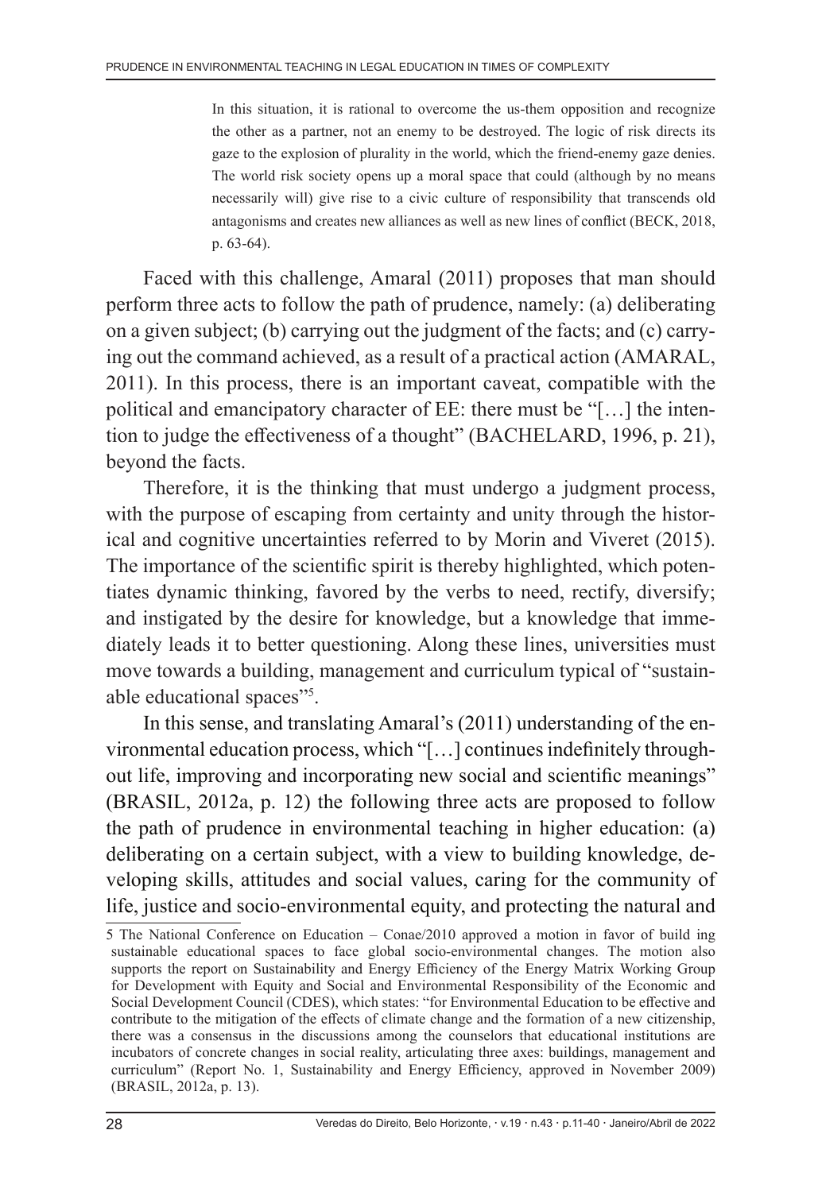> In this situation, it is rational to overcome the us-them opposition and recognize the other as a partner, not an enemy to be destroyed. The logic of risk directs its gaze to the explosion of plurality in the world, which the friend-enemy gaze denies. The world risk society opens up a moral space that could (although by no means necessarily will) give rise to a civic culture of responsibility that transcends old antagonisms and creates new alliances as well as new lines of conflict (BECK, 2018, p. 63-64).

Faced with this challenge, Amaral (2011) proposes that man should perform three acts to follow the path of prudence, namely: (a) deliberating on a given subject; (b) carrying out the judgment of the facts; and (c) carrying out the command achieved, as a result of a practical action (AMARAL, 2011). In this process, there is an important caveat, compatible with the political and emancipatory character of EE: there must be "[…] the intention to judge the effectiveness of a thought" (BACHELARD, 1996, p. 21), beyond the facts.

Therefore, it is the thinking that must undergo a judgment process, with the purpose of escaping from certainty and unity through the historical and cognitive uncertainties referred to by Morin and Viveret (2015). The importance of the scientific spirit is thereby highlighted, which potentiates dynamic thinking, favored by the verbs to need, rectify, diversify; and instigated by the desire for knowledge, but a knowledge that immediately leads it to better questioning. Along these lines, universities must move towards a building, management and curriculum typical of "sustainable educational spaces"[5].

In this sense, and translating Amaral's (2011) understanding of the environmental education process, which "[…] continues indefinitely throughout life, improving and incorporating new social and scientific meanings" (BRASIL, 2012a, p. 12) the following three acts are proposed to follow the path of prudence in environmental teaching in higher education: (a) deliberating on a certain subject, with a view to building knowledge, developing skills, attitudes and social values, caring for the community of life, justice and socio-environmental equity, and protecting the natural and

---

5 The National Conference on Education – Conae/2010 approved a motion in favor of build ing sustainable educational spaces to face global socio-environmental changes. The motion also supports the report on Sustainability and Energy Efficiency of the Energy Matrix Working Group for Development with Equity and Social and Environmental Responsibility of the Economic and Social Development Council (CDES), which states: "for Environmental Education to be effective and contribute to the mitigation of the effects of climate change and the formation of a new citizenship, there was a consensus in the discussions among the counselors that educational institutions are incubators of concrete changes in social reality, articulating three axes: buildings, management and curriculum" (Report No. 1, Sustainability and Energy Efficiency, approved in November 2009) (BRASIL, 2012a, p. 13).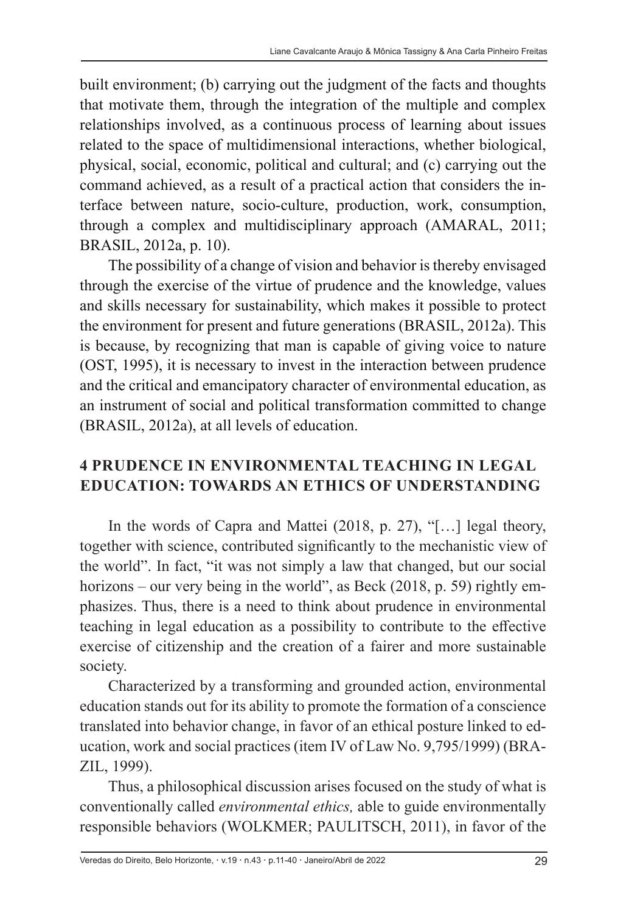built environment; (b) carrying out the judgment of the facts and thoughts that motivate them, through the integration of the multiple and complex relationships involved, as a continuous process of learning about issues related to the space of multidimensional interactions, whether biological, physical, social, economic, political and cultural; and (c) carrying out the command achieved, as a result of a practical action that considers the interface between nature, socio-culture, production, work, consumption, through a complex and multidisciplinary approach (AMARAL, 2011; BRASIL, 2012a, p. 10).

The possibility of a change of vision and behavior is thereby envisaged through the exercise of the virtue of prudence and the knowledge, values and skills necessary for sustainability, which makes it possible to protect the environment for present and future generations (BRASIL, 2012a). This is because, by recognizing that man is capable of giving voice to nature (OST, 1995), it is necessary to invest in the interaction between prudence and the critical and emancipatory character of environmental education, as an instrument of social and political transformation committed to change (BRASIL, 2012a), at all levels of education.

## 4 PRUDENCE IN ENVIRONMENTAL TEACHING IN LEGAL EDUCATION: TOWARDS AN ETHICS OF UNDERSTANDING

In the words of Capra and Mattei (2018, p. 27), "[…] legal theory, together with science, contributed significantly to the mechanistic view of the world". In fact, "it was not simply a law that changed, but our social horizons – our very being in the world", as Beck (2018, p. 59) rightly emphasizes. Thus, there is a need to think about prudence in environmental teaching in legal education as a possibility to contribute to the effective exercise of citizenship and the creation of a fairer and more sustainable society.

Characterized by a transforming and grounded action, environmental education stands out for its ability to promote the formation of a conscience translated into behavior change, in favor of an ethical posture linked to education, work and social practices (item IV of Law No. 9,795/1999) (BRAZIL, 1999).

Thus, a philosophical discussion arises focused on the study of what is conventionally called *environmental ethics,* able to guide environmentally responsible behaviors (WOLKMER; PAULITSCH, 2011), in favor of the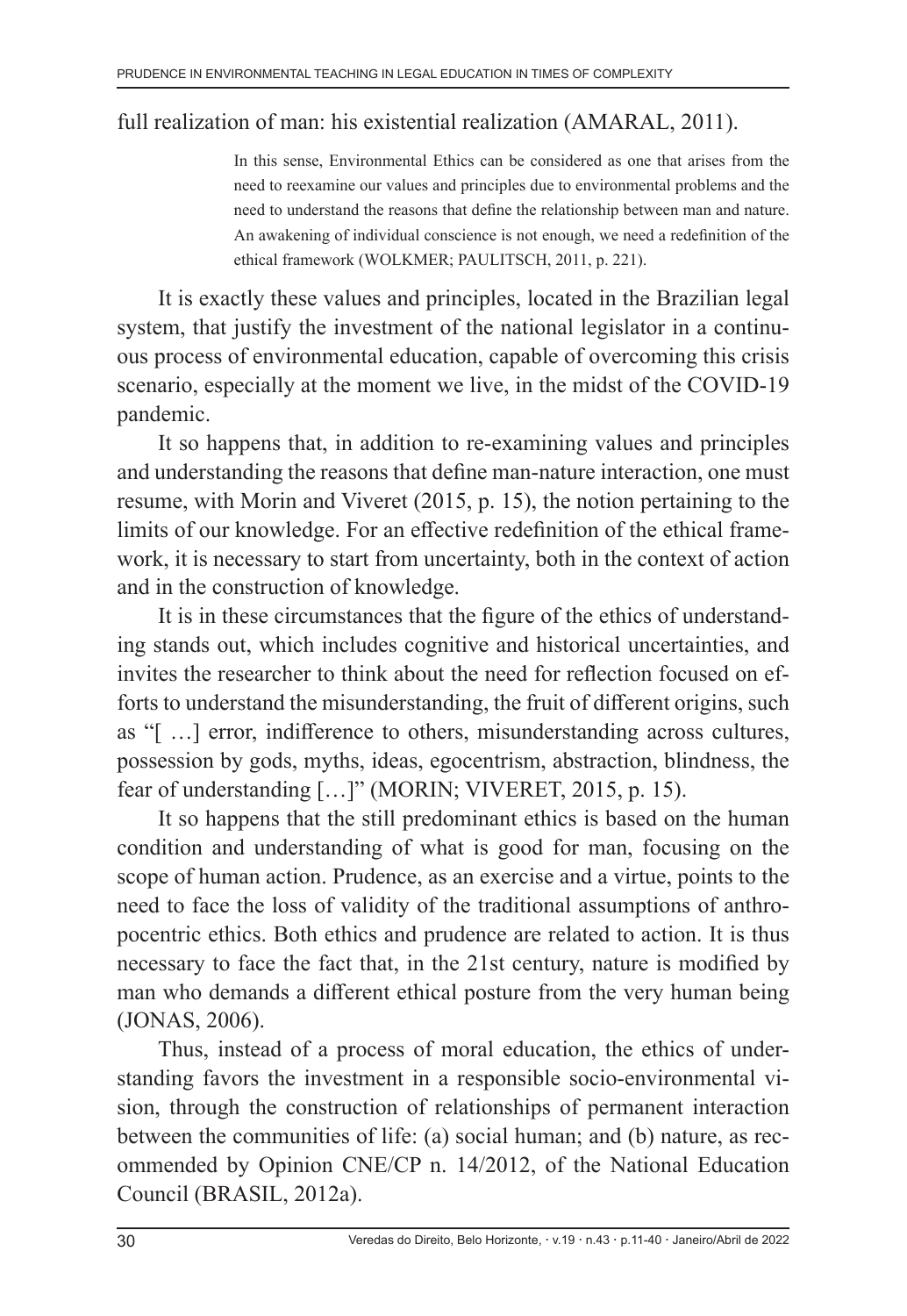full realization of man: his existential realization (AMARAL, 2011).

> In this sense, Environmental Ethics can be considered as one that arises from the need to reexamine our values and principles due to environmental problems and the need to understand the reasons that define the relationship between man and nature. An awakening of individual conscience is not enough, we need a redefinition of the ethical framework (WOLKMER; PAULITSCH, 2011, p. 221).

It is exactly these values and principles, located in the Brazilian legal system, that justify the investment of the national legislator in a continuous process of environmental education, capable of overcoming this crisis scenario, especially at the moment we live, in the midst of the COVID-19 pandemic.

It so happens that, in addition to re-examining values and principles and understanding the reasons that define man-nature interaction, one must resume, with Morin and Viveret (2015, p. 15), the notion pertaining to the limits of our knowledge. For an effective redefinition of the ethical framework, it is necessary to start from uncertainty, both in the context of action and in the construction of knowledge.

It is in these circumstances that the figure of the ethics of understanding stands out, which includes cognitive and historical uncertainties, and invites the researcher to think about the need for reflection focused on efforts to understand the misunderstanding, the fruit of different origins, such as "[ …] error, indifference to others, misunderstanding across cultures, possession by gods, myths, ideas, egocentrism, abstraction, blindness, the fear of understanding […]" (MORIN; VIVERET, 2015, p. 15).

It so happens that the still predominant ethics is based on the human condition and understanding of what is good for man, focusing on the scope of human action. Prudence, as an exercise and a virtue, points to the need to face the loss of validity of the traditional assumptions of anthropocentric ethics. Both ethics and prudence are related to action. It is thus necessary to face the fact that, in the 21st century, nature is modified by man who demands a different ethical posture from the very human being (JONAS, 2006).

Thus, instead of a process of moral education, the ethics of understanding favors the investment in a responsible socio-environmental vision, through the construction of relationships of permanent interaction between the communities of life: (a) social human; and (b) nature, as recommended by Opinion CNE/CP n. 14/2012, of the National Education Council (BRASIL, 2012a).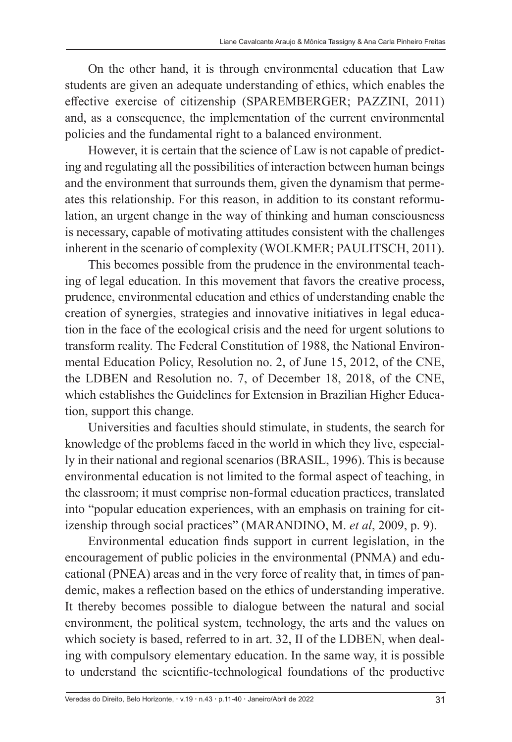On the other hand, it is through environmental education that Law students are given an adequate understanding of ethics, which enables the effective exercise of citizenship (SPAREMBERGER; PAZZINI, 2011) and, as a consequence, the implementation of the current environmental policies and the fundamental right to a balanced environment.

However, it is certain that the science of Law is not capable of predicting and regulating all the possibilities of interaction between human beings and the environment that surrounds them, given the dynamism that permeates this relationship. For this reason, in addition to its constant reformulation, an urgent change in the way of thinking and human consciousness is necessary, capable of motivating attitudes consistent with the challenges inherent in the scenario of complexity (WOLKMER; PAULITSCH, 2011).

This becomes possible from the prudence in the environmental teaching of legal education. In this movement that favors the creative process, prudence, environmental education and ethics of understanding enable the creation of synergies, strategies and innovative initiatives in legal education in the face of the ecological crisis and the need for urgent solutions to transform reality. The Federal Constitution of 1988, the National Environmental Education Policy, Resolution no. 2, of June 15, 2012, of the CNE, the LDBEN and Resolution no. 7, of December 18, 2018, of the CNE, which establishes the Guidelines for Extension in Brazilian Higher Education, support this change.

Universities and faculties should stimulate, in students, the search for knowledge of the problems faced in the world in which they live, especially in their national and regional scenarios (BRASIL, 1996). This is because environmental education is not limited to the formal aspect of teaching, in the classroom; it must comprise non-formal education practices, translated into "popular education experiences, with an emphasis on training for citizenship through social practices" (MARANDINO, M. *et al*, 2009, p. 9).

Environmental education finds support in current legislation, in the encouragement of public policies in the environmental (PNMA) and educational (PNEA) areas and in the very force of reality that, in times of pandemic, makes a reflection based on the ethics of understanding imperative. It thereby becomes possible to dialogue between the natural and social environment, the political system, technology, the arts and the values on which society is based, referred to in art. 32, II of the LDBEN, when dealing with compulsory elementary education. In the same way, it is possible to understand the scientific-technological foundations of the productive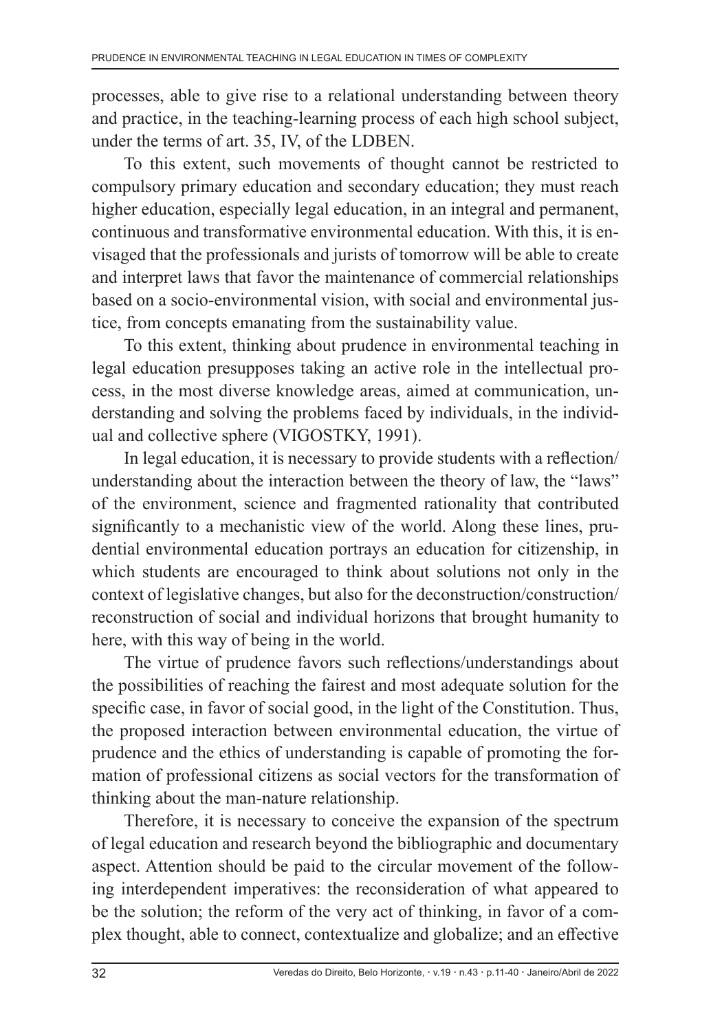processes, able to give rise to a relational understanding between theory and practice, in the teaching-learning process of each high school subject, under the terms of art. 35, IV, of the LDBEN.

To this extent, such movements of thought cannot be restricted to compulsory primary education and secondary education; they must reach higher education, especially legal education, in an integral and permanent, continuous and transformative environmental education. With this, it is envisaged that the professionals and jurists of tomorrow will be able to create and interpret laws that favor the maintenance of commercial relationships based on a socio-environmental vision, with social and environmental justice, from concepts emanating from the sustainability value.

To this extent, thinking about prudence in environmental teaching in legal education presupposes taking an active role in the intellectual process, in the most diverse knowledge areas, aimed at communication, understanding and solving the problems faced by individuals, in the individual and collective sphere (VIGOSTKY, 1991).

In legal education, it is necessary to provide students with a reflection/understanding about the interaction between the theory of law, the "laws" of the environment, science and fragmented rationality that contributed significantly to a mechanistic view of the world. Along these lines, prudential environmental education portrays an education for citizenship, in which students are encouraged to think about solutions not only in the context of legislative changes, but also for the deconstruction/construction/reconstruction of social and individual horizons that brought humanity to here, with this way of being in the world.

The virtue of prudence favors such reflections/understandings about the possibilities of reaching the fairest and most adequate solution for the specific case, in favor of social good, in the light of the Constitution. Thus, the proposed interaction between environmental education, the virtue of prudence and the ethics of understanding is capable of promoting the formation of professional citizens as social vectors for the transformation of thinking about the man-nature relationship.

Therefore, it is necessary to conceive the expansion of the spectrum of legal education and research beyond the bibliographic and documentary aspect. Attention should be paid to the circular movement of the following interdependent imperatives: the reconsideration of what appeared to be the solution; the reform of the very act of thinking, in favor of a complex thought, able to connect, contextualize and globalize; and an effective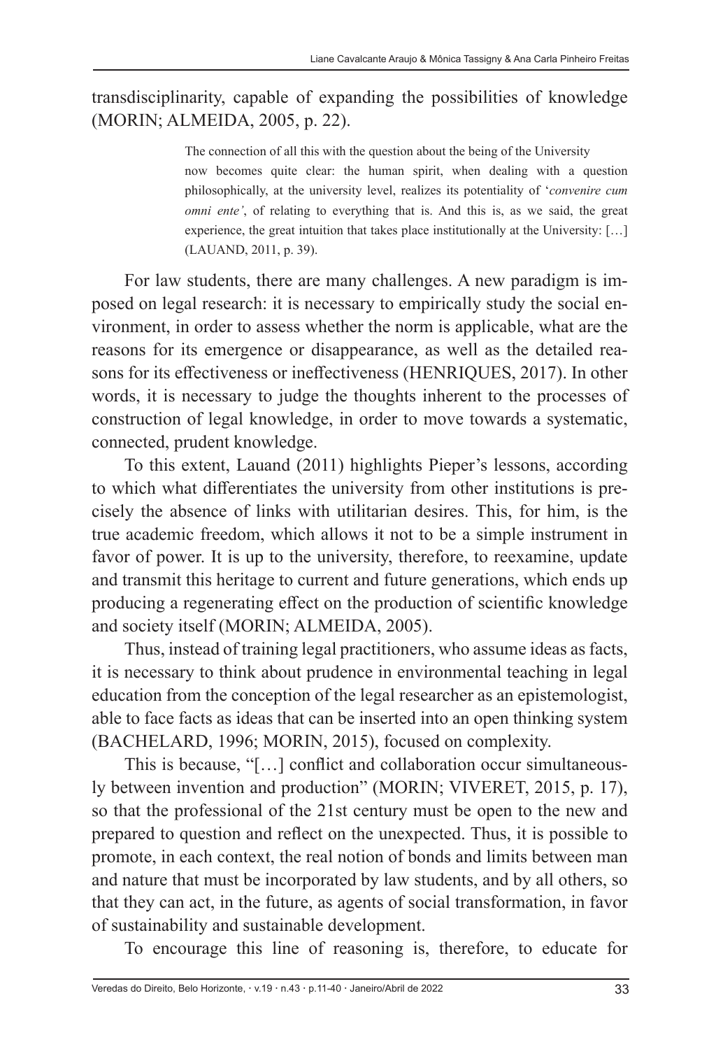transdisciplinarity, capable of expanding the possibilities of knowledge (MORIN; ALMEIDA, 2005, p. 22).

> The connection of all this with the question about the being of the University now becomes quite clear: the human spirit, when dealing with a question philosophically, at the university level, realizes its potentiality of '*convenire cum omni ente'*, of relating to everything that is. And this is, as we said, the great experience, the great intuition that takes place institutionally at the University: […] (LAUAND, 2011, p. 39).

For law students, there are many challenges. A new paradigm is imposed on legal research: it is necessary to empirically study the social environment, in order to assess whether the norm is applicable, what are the reasons for its emergence or disappearance, as well as the detailed reasons for its effectiveness or ineffectiveness (HENRIQUES, 2017). In other words, it is necessary to judge the thoughts inherent to the processes of construction of legal knowledge, in order to move towards a systematic, connected, prudent knowledge.

To this extent, Lauand (2011) highlights Pieper's lessons, according to which what differentiates the university from other institutions is precisely the absence of links with utilitarian desires. This, for him, is the true academic freedom, which allows it not to be a simple instrument in favor of power. It is up to the university, therefore, to reexamine, update and transmit this heritage to current and future generations, which ends up producing a regenerating effect on the production of scientific knowledge and society itself (MORIN; ALMEIDA, 2005).

Thus, instead of training legal practitioners, who assume ideas as facts, it is necessary to think about prudence in environmental teaching in legal education from the conception of the legal researcher as an epistemologist, able to face facts as ideas that can be inserted into an open thinking system (BACHELARD, 1996; MORIN, 2015), focused on complexity.

This is because, "[…] conflict and collaboration occur simultaneously between invention and production" (MORIN; VIVERET, 2015, p. 17), so that the professional of the 21st century must be open to the new and prepared to question and reflect on the unexpected. Thus, it is possible to promote, in each context, the real notion of bonds and limits between man and nature that must be incorporated by law students, and by all others, so that they can act, in the future, as agents of social transformation, in favor of sustainability and sustainable development.

To encourage this line of reasoning is, therefore, to educate for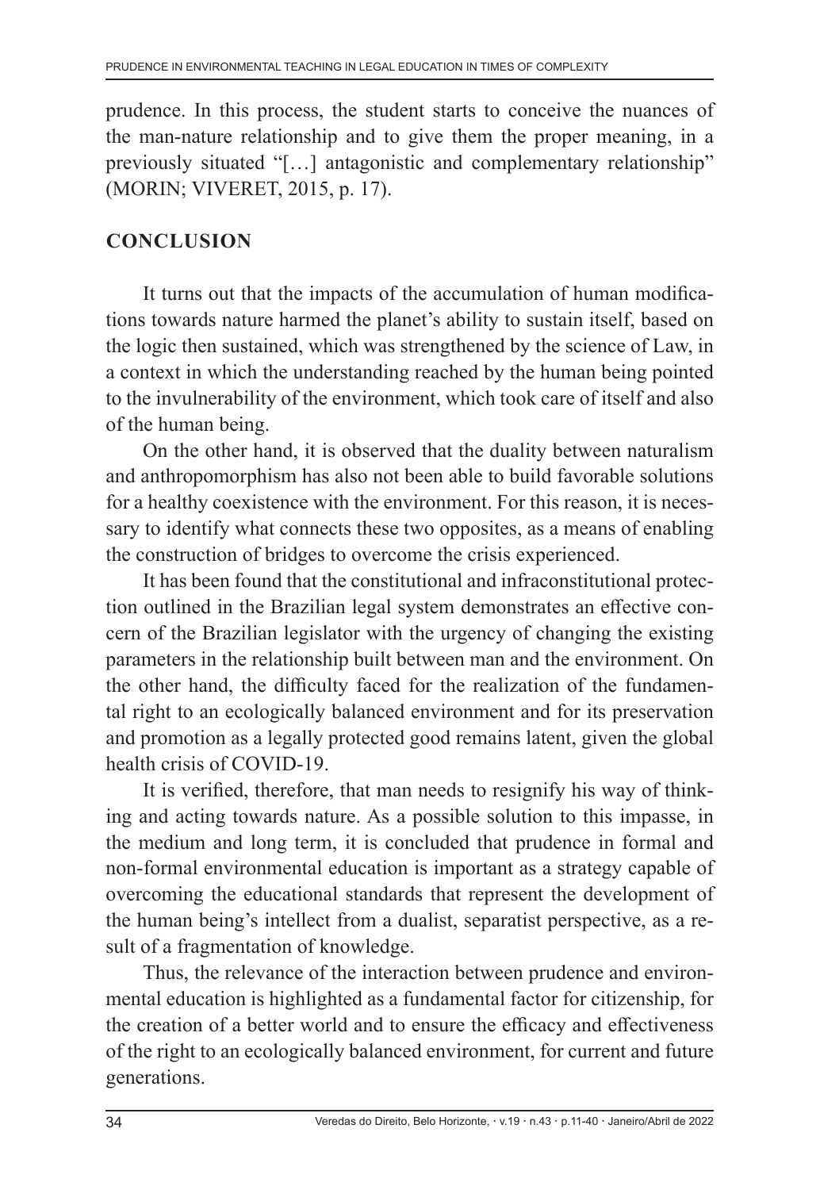prudence. In this process, the student starts to conceive the nuances of the man-nature relationship and to give them the proper meaning, in a previously situated "[…] antagonistic and complementary relationship" (MORIN; VIVERET, 2015, p. 17).

## CONCLUSION

It turns out that the impacts of the accumulation of human modifications towards nature harmed the planet's ability to sustain itself, based on the logic then sustained, which was strengthened by the science of Law, in a context in which the understanding reached by the human being pointed to the invulnerability of the environment, which took care of itself and also of the human being.

On the other hand, it is observed that the duality between naturalism and anthropomorphism has also not been able to build favorable solutions for a healthy coexistence with the environment. For this reason, it is necessary to identify what connects these two opposites, as a means of enabling the construction of bridges to overcome the crisis experienced.

It has been found that the constitutional and infraconstitutional protection outlined in the Brazilian legal system demonstrates an effective concern of the Brazilian legislator with the urgency of changing the existing parameters in the relationship built between man and the environment. On the other hand, the difficulty faced for the realization of the fundamental right to an ecologically balanced environment and for its preservation and promotion as a legally protected good remains latent, given the global health crisis of COVID-19.

It is verified, therefore, that man needs to resignify his way of thinking and acting towards nature. As a possible solution to this impasse, in the medium and long term, it is concluded that prudence in formal and non-formal environmental education is important as a strategy capable of overcoming the educational standards that represent the development of the human being's intellect from a dualist, separatist perspective, as a result of a fragmentation of knowledge.

Thus, the relevance of the interaction between prudence and environmental education is highlighted as a fundamental factor for citizenship, for the creation of a better world and to ensure the efficacy and effectiveness of the right to an ecologically balanced environment, for current and future generations.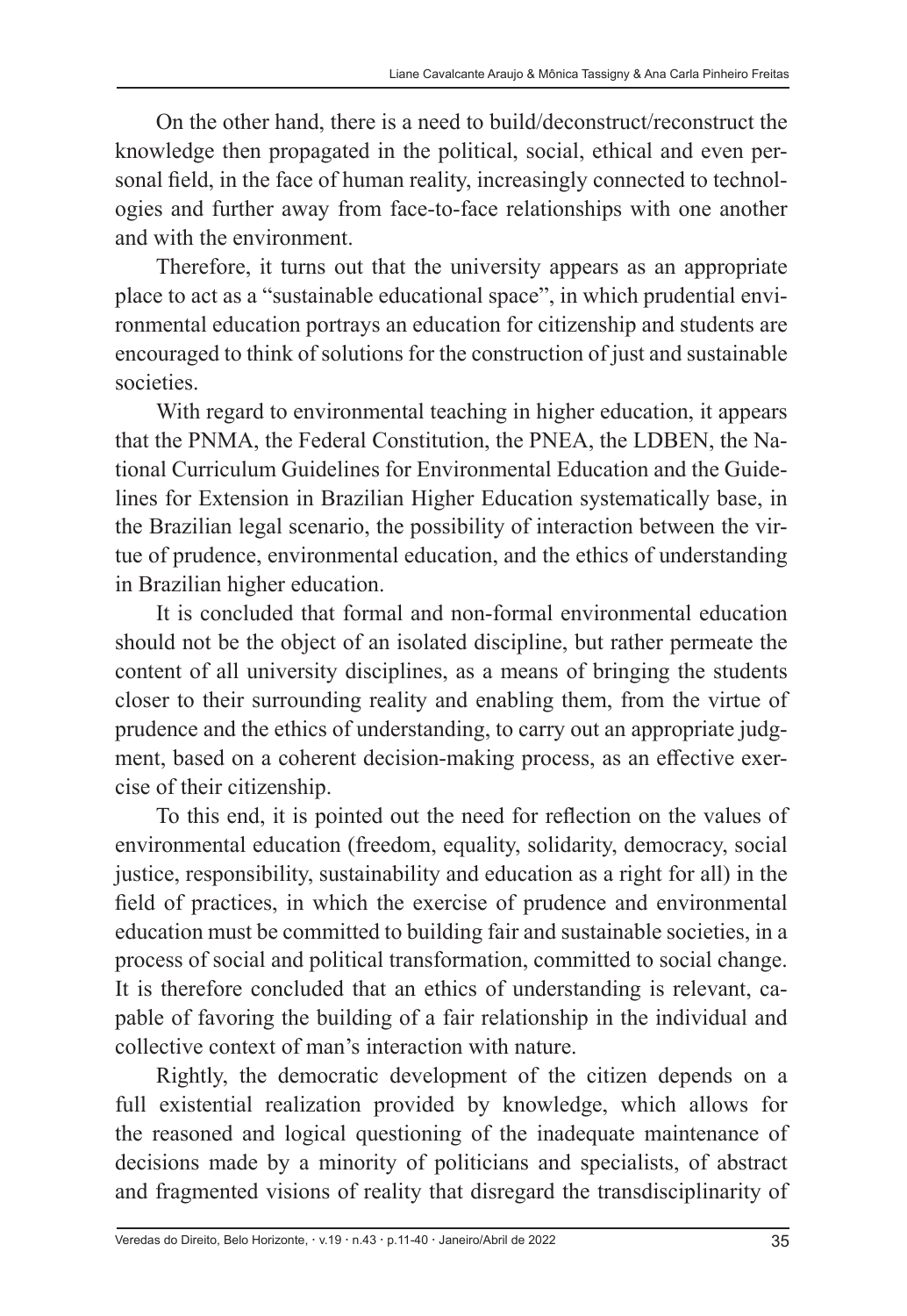On the other hand, there is a need to build/deconstruct/reconstruct the knowledge then propagated in the political, social, ethical and even personal field, in the face of human reality, increasingly connected to technologies and further away from face-to-face relationships with one another and with the environment.

Therefore, it turns out that the university appears as an appropriate place to act as a "sustainable educational space", in which prudential environmental education portrays an education for citizenship and students are encouraged to think of solutions for the construction of just and sustainable societies.

With regard to environmental teaching in higher education, it appears that the PNMA, the Federal Constitution, the PNEA, the LDBEN, the National Curriculum Guidelines for Environmental Education and the Guidelines for Extension in Brazilian Higher Education systematically base, in the Brazilian legal scenario, the possibility of interaction between the virtue of prudence, environmental education, and the ethics of understanding in Brazilian higher education.

It is concluded that formal and non-formal environmental education should not be the object of an isolated discipline, but rather permeate the content of all university disciplines, as a means of bringing the students closer to their surrounding reality and enabling them, from the virtue of prudence and the ethics of understanding, to carry out an appropriate judgment, based on a coherent decision-making process, as an effective exercise of their citizenship.

To this end, it is pointed out the need for reflection on the values of environmental education (freedom, equality, solidarity, democracy, social justice, responsibility, sustainability and education as a right for all) in the field of practices, in which the exercise of prudence and environmental education must be committed to building fair and sustainable societies, in a process of social and political transformation, committed to social change. It is therefore concluded that an ethics of understanding is relevant, capable of favoring the building of a fair relationship in the individual and collective context of man's interaction with nature.

Rightly, the democratic development of the citizen depends on a full existential realization provided by knowledge, which allows for the reasoned and logical questioning of the inadequate maintenance of decisions made by a minority of politicians and specialists, of abstract and fragmented visions of reality that disregard the transdisciplinarity of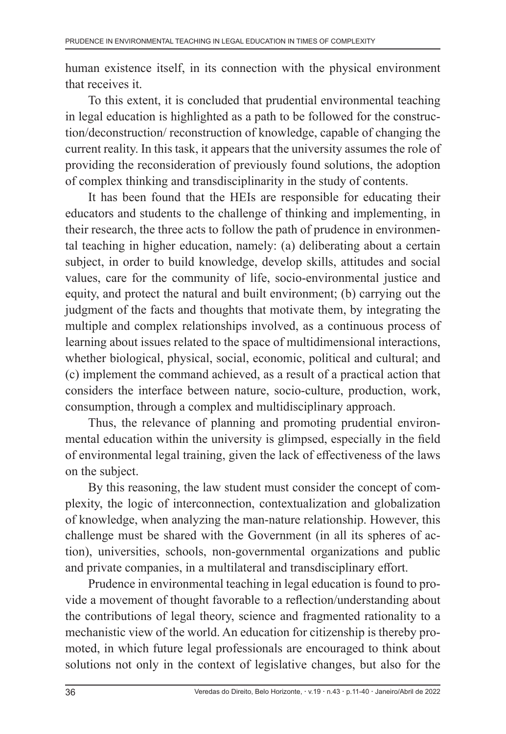human existence itself, in its connection with the physical environment that receives it.

To this extent, it is concluded that prudential environmental teaching in legal education is highlighted as a path to be followed for the construction/deconstruction/ reconstruction of knowledge, capable of changing the current reality. In this task, it appears that the university assumes the role of providing the reconsideration of previously found solutions, the adoption of complex thinking and transdisciplinarity in the study of contents.

It has been found that the HEIs are responsible for educating their educators and students to the challenge of thinking and implementing, in their research, the three acts to follow the path of prudence in environmental teaching in higher education, namely: (a) deliberating about a certain subject, in order to build knowledge, develop skills, attitudes and social values, care for the community of life, socio-environmental justice and equity, and protect the natural and built environment; (b) carrying out the judgment of the facts and thoughts that motivate them, by integrating the multiple and complex relationships involved, as a continuous process of learning about issues related to the space of multidimensional interactions, whether biological, physical, social, economic, political and cultural; and (c) implement the command achieved, as a result of a practical action that considers the interface between nature, socio-culture, production, work, consumption, through a complex and multidisciplinary approach.

Thus, the relevance of planning and promoting prudential environmental education within the university is glimpsed, especially in the field of environmental legal training, given the lack of effectiveness of the laws on the subject.

By this reasoning, the law student must consider the concept of complexity, the logic of interconnection, contextualization and globalization of knowledge, when analyzing the man-nature relationship. However, this challenge must be shared with the Government (in all its spheres of action), universities, schools, non-governmental organizations and public and private companies, in a multilateral and transdisciplinary effort.

Prudence in environmental teaching in legal education is found to provide a movement of thought favorable to a reflection/understanding about the contributions of legal theory, science and fragmented rationality to a mechanistic view of the world. An education for citizenship is thereby promoted, in which future legal professionals are encouraged to think about solutions not only in the context of legislative changes, but also for the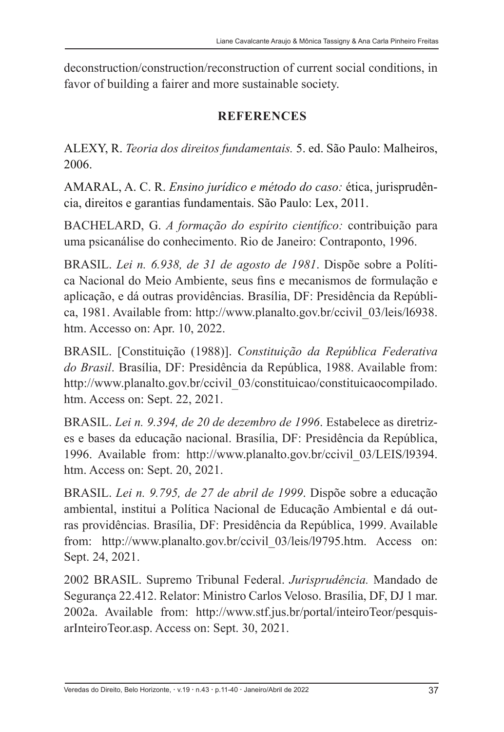deconstruction/construction/reconstruction of current social conditions, in favor of building a fairer and more sustainable society.

## REFERENCES

ALEXY, R. *Teoria dos direitos fundamentais.* 5. ed. São Paulo: Malheiros, 2006.

AMARAL, A. C. R. *Ensino jurídico e método do caso:* ética, jurisprudência, direitos e garantias fundamentais. São Paulo: Lex, 2011.

BACHELARD, G. *A formação do espírito científico:* contribuição para uma psicanálise do conhecimento. Rio de Janeiro: Contraponto, 1996.

BRASIL. *Lei n. 6.938, de 31 de agosto de 1981*. Dispõe sobre a Política Nacional do Meio Ambiente, seus fins e mecanismos de formulação e aplicação, e dá outras providências. Brasília, DF: Presidência da República, 1981. Available from: http://www.planalto.gov.br/ccivil_03/leis/l6938.htm. Accesso on: Apr. 10, 2022.

BRASIL. [Constituição (1988)]. *Constituição da República Federativa do Brasil*. Brasília, DF: Presidência da República, 1988. Available from: http://www.planalto.gov.br/ccivil_03/constituicao/constituicaocompilado.htm. Access on: Sept. 22, 2021.

BRASIL. *Lei n. 9.394, de 20 de dezembro de 1996*. Estabelece as diretrizes e bases da educação nacional. Brasília, DF: Presidência da República, 1996. Available from: http://www.planalto.gov.br/ccivil_03/LEIS/l9394.htm. Access on: Sept. 20, 2021.

BRASIL. *Lei n. 9.795, de 27 de abril de 1999*. Dispõe sobre a educação ambiental, institui a Política Nacional de Educação Ambiental e dá outras providências. Brasília, DF: Presidência da República, 1999. Available from: http://www.planalto.gov.br/ccivil_03/leis/l9795.htm. Access on: Sept. 24, 2021.

2002 BRASIL. Supremo Tribunal Federal. *Jurisprudência.* Mandado de Segurança 22.412. Relator: Ministro Carlos Veloso. Brasília, DF, DJ 1 mar. 2002a. Available from: http://www.stf.jus.br/portal/inteiroTeor/pesquisarInteiroTeor.asp. Access on: Sept. 30, 2021.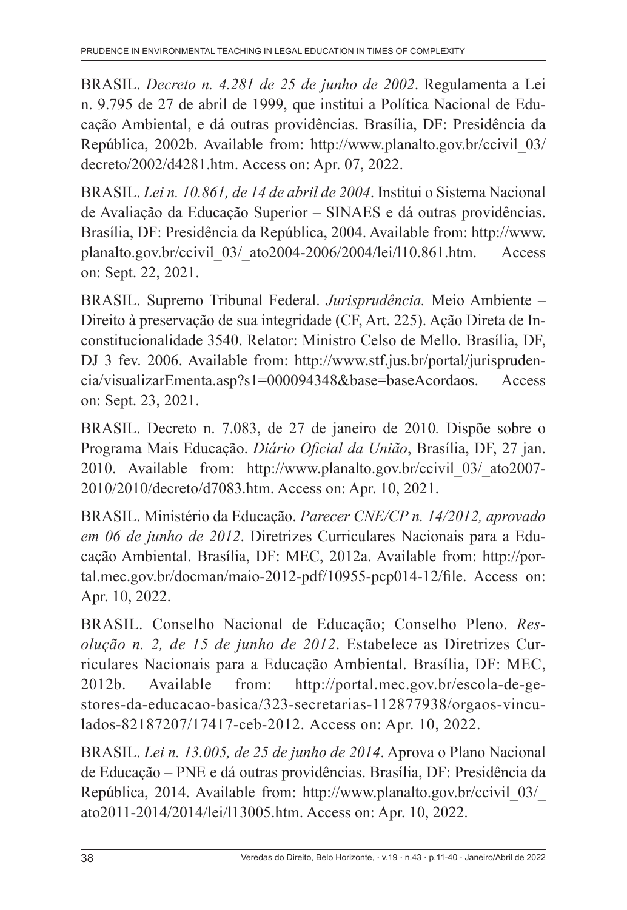BRASIL. *Decreto n. 4.281 de 25 de junho de 2002*. Regulamenta a Lei n. 9.795 de 27 de abril de 1999, que institui a Política Nacional de Educação Ambiental, e dá outras providências. Brasília, DF: Presidência da República, 2002b. Available from: http://www.planalto.gov.br/ccivil_03/decreto/2002/d4281.htm. Access on: Apr. 07, 2022.

BRASIL. *Lei n. 10.861, de 14 de abril de 2004*. Institui o Sistema Nacional de Avaliação da Educação Superior – SINAES e dá outras providências. Brasília, DF: Presidência da República, 2004. Available from: http://www.planalto.gov.br/ccivil_03/_ato2004-2006/2004/lei/l10.861.htm. Access on: Sept. 22, 2021.

BRASIL. Supremo Tribunal Federal. *Jurisprudência.* Meio Ambiente – Direito à preservação de sua integridade (CF, Art. 225). Ação Direta de Inconstitucionalidade 3540. Relator: Ministro Celso de Mello. Brasília, DF, DJ 3 fev. 2006. Available from: http://www.stf.jus.br/portal/jurisprudencia/visualizarEmenta.asp?s1=000094348&base=baseAcordaos. Access on: Sept. 23, 2021.

BRASIL. Decreto n. 7.083, de 27 de janeiro de 2010*.* Dispõe sobre o Programa Mais Educação. *Diário Oficial da União*, Brasília, DF, 27 jan. 2010. Available from: http://www.planalto.gov.br/ccivil_03/_ato2007-2010/2010/decreto/d7083.htm. Access on: Apr. 10, 2021.

BRASIL. Ministério da Educação. *Parecer CNE/CP n. 14/2012, aprovado em 06 de junho de 2012*. Diretrizes Curriculares Nacionais para a Educação Ambiental. Brasília, DF: MEC, 2012a. Available from: http://portal.mec.gov.br/docman/maio-2012-pdf/10955-pcp014-12/file. Access on: Apr. 10, 2022.

BRASIL. Conselho Nacional de Educação; Conselho Pleno. *Resolução n. 2, de 15 de junho de 2012*. Estabelece as Diretrizes Curriculares Nacionais para a Educação Ambiental. Brasília, DF: MEC, 2012b. Available from: http://portal.mec.gov.br/escola-de-gestores-da-educacao-basica/323-secretarias-112877938/orgaos-vinculados-82187207/17417-ceb-2012. Access on: Apr. 10, 2022.

BRASIL. *Lei n. 13.005, de 25 de junho de 2014*. Aprova o Plano Nacional de Educação – PNE e dá outras providências. Brasília, DF: Presidência da República, 2014. Available from: http://www.planalto.gov.br/ccivil_03/_ato2011-2014/2014/lei/l13005.htm. Access on: Apr. 10, 2022.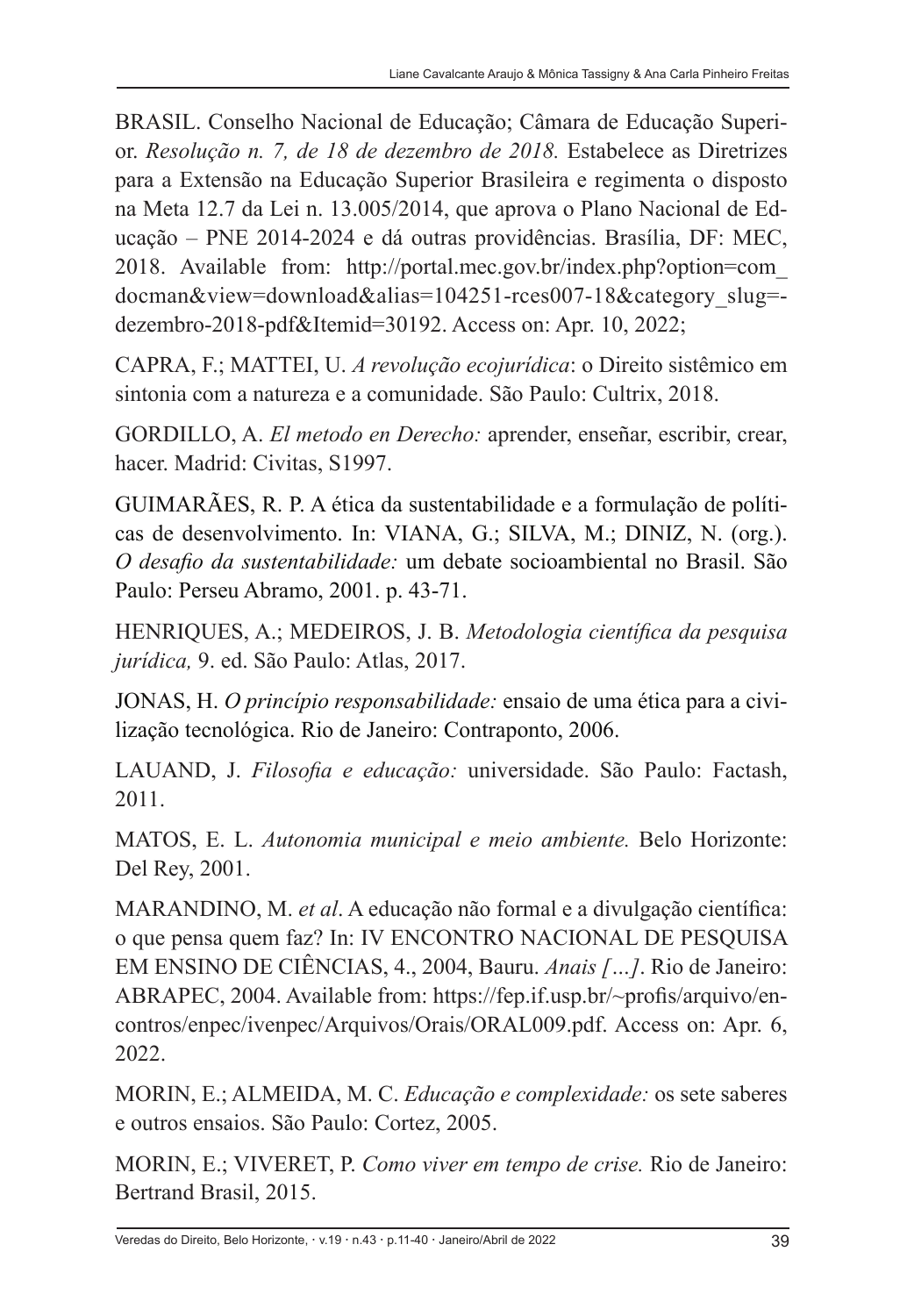BRASIL. Conselho Nacional de Educação; Câmara de Educação Superior. *Resolução n. 7, de 18 de dezembro de 2018.* Estabelece as Diretrizes para a Extensão na Educação Superior Brasileira e regimenta o disposto na Meta 12.7 da Lei n. 13.005/2014, que aprova o Plano Nacional de Educação – PNE 2014-2024 e dá outras providências. Brasília, DF: MEC, 2018. Available from: http://portal.mec.gov.br/index.php?option=com_docman&view=download&alias=104251-rces007-18&category_slug=-dezembro-2018-pdf&Itemid=30192. Access on: Apr. 10, 2022;

CAPRA, F.; MATTEI, U. *A revolução ecojurídica*: o Direito sistêmico em sintonia com a natureza e a comunidade. São Paulo: Cultrix, 2018.

GORDILLO, A. *El metodo en Derecho:* aprender, enseñar, escribir, crear, hacer. Madrid: Civitas, S1997.

GUIMARÃES, R. P. A ética da sustentabilidade e a formulação de políticas de desenvolvimento. In: VIANA, G.; SILVA, M.; DINIZ, N. (org.). *O desafio da sustentabilidade:* um debate socioambiental no Brasil. São Paulo: Perseu Abramo, 2001. p. 43-71.

HENRIQUES, A.; MEDEIROS, J. B. *Metodologia científica da pesquisa jurídica,* 9. ed. São Paulo: Atlas, 2017.

JONAS, H. *O princípio responsabilidade:* ensaio de uma ética para a civilização tecnológica. Rio de Janeiro: Contraponto, 2006.

LAUAND, J. *Filosofia e educação:* universidade. São Paulo: Factash, 2011.

MATOS, E. L. *Autonomia municipal e meio ambiente.* Belo Horizonte: Del Rey, 2001.

MARANDINO, M. *et al*. A educação não formal e a divulgação científica: o que pensa quem faz? In: IV ENCONTRO NACIONAL DE PESQUISA EM ENSINO DE CIÊNCIAS, 4., 2004, Bauru. *Anais […]*. Rio de Janeiro: ABRAPEC, 2004. Available from: https://fep.if.usp.br/~profis/arquivo/encontros/enpec/ivenpec/Arquivos/Orais/ORAL009.pdf. Access on: Apr. 6, 2022.

MORIN, E.; ALMEIDA, M. C. *Educação e complexidade:* os sete saberes e outros ensaios. São Paulo: Cortez, 2005.

MORIN, E.; VIVERET, P. *Como viver em tempo de crise.* Rio de Janeiro: Bertrand Brasil, 2015.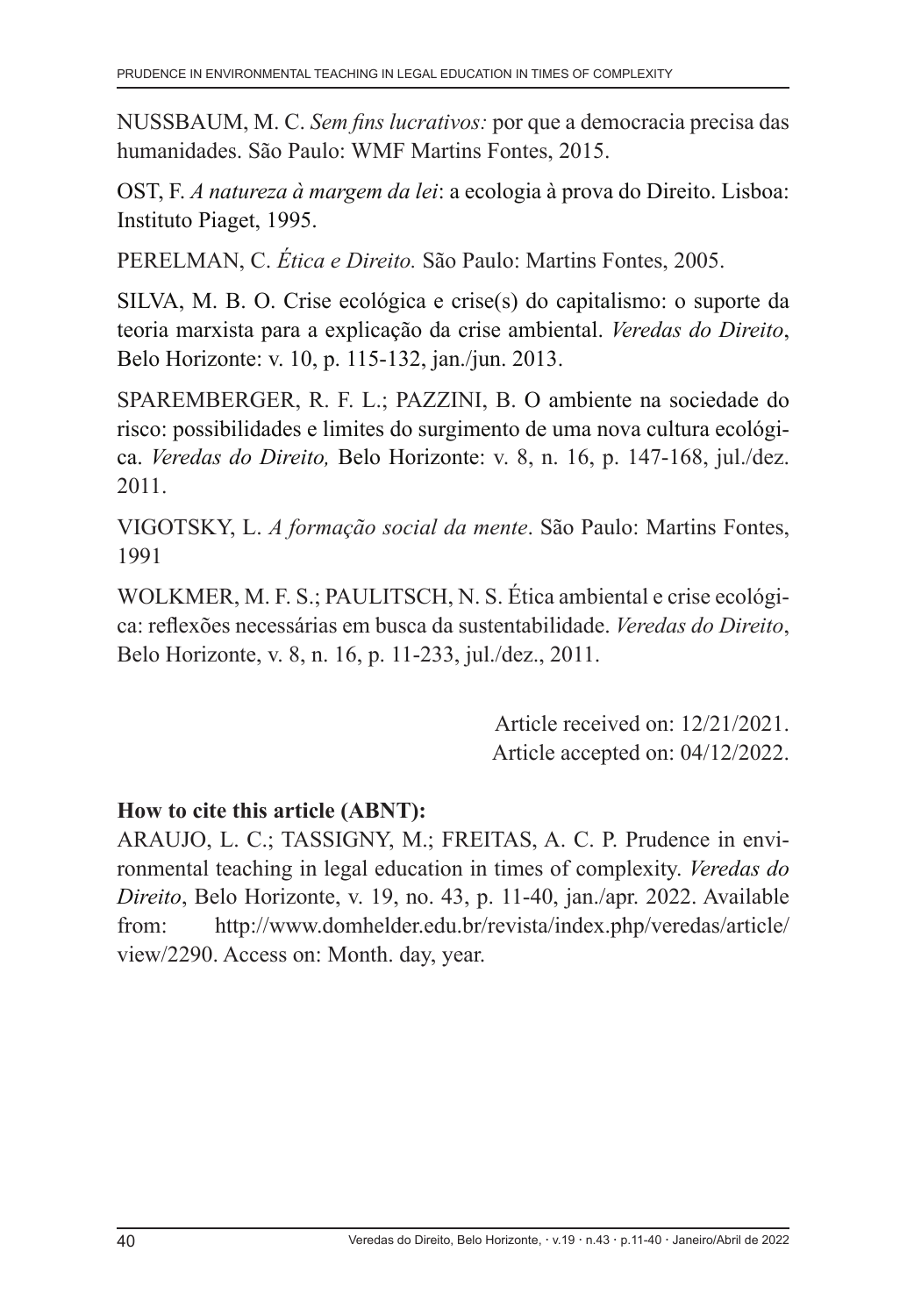NUSSBAUM, M. C. *Sem fins lucrativos:* por que a democracia precisa das humanidades. São Paulo: WMF Martins Fontes, 2015.

OST, F. *A natureza à margem da lei*: a ecologia à prova do Direito. Lisboa: Instituto Piaget, 1995.

PERELMAN, C. *Ética e Direito.* São Paulo: Martins Fontes, 2005.

SILVA, M. B. O. Crise ecológica e crise(s) do capitalismo: o suporte da teoria marxista para a explicação da crise ambiental. *Veredas do Direito*, Belo Horizonte: v. 10, p. 115-132, jan./jun. 2013.

SPAREMBERGER, R. F. L.; PAZZINI, B. O ambiente na sociedade do risco: possibilidades e limites do surgimento de uma nova cultura ecológica. *Veredas do Direito,* Belo Horizonte: v. 8, n. 16, p. 147-168, jul./dez. 2011.

VIGOTSKY, L. *A formação social da mente*. São Paulo: Martins Fontes, 1991

WOLKMER, M. F. S.; PAULITSCH, N. S. Ética ambiental e crise ecológica: reflexões necessárias em busca da sustentabilidade. *Veredas do Direito*, Belo Horizonte, v. 8, n. 16, p. 11-233, jul./dez., 2011.

Article received on: 12/21/2021.
Article accepted on: 04/12/2022.

**How to cite this article (ABNT):**
ARAUJO, L. C.; TASSIGNY, M.; FREITAS, A. C. P. Prudence in environmental teaching in legal education in times of complexity. *Veredas do Direito*, Belo Horizonte, v. 19, no. 43, p. 11-40, jan./apr. 2022. Available from: http://www.domhelder.edu.br/revista/index.php/veredas/article/view/2290. Access on: Month. day, year.